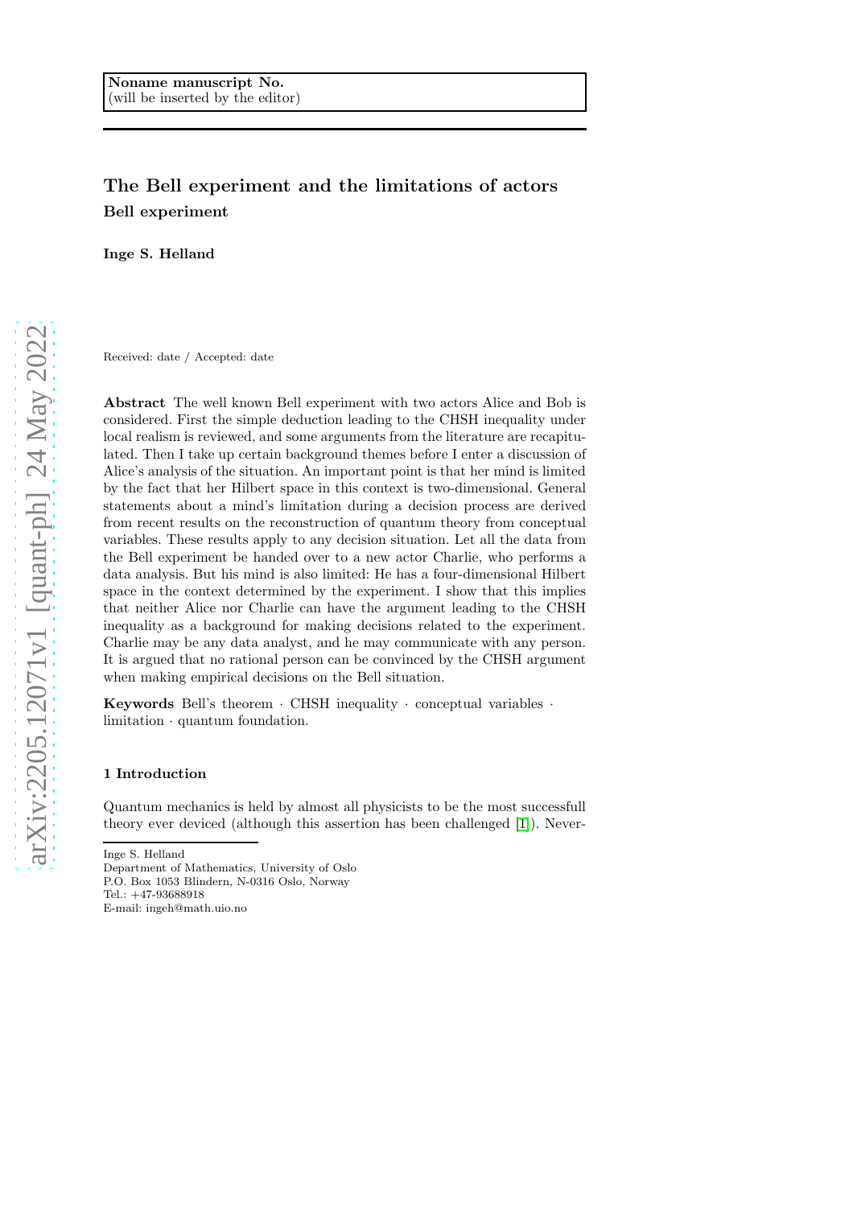Noname manuscript No.
(will be inserted by the editor)

# The Bell experiment and the limitations of actors

## Bell experiment

**Inge S. Helland**

Received: date / Accepted: date

**Abstract** The well known Bell experiment with two actors Alice and Bob is considered. First the simple deduction leading to the CHSH inequality under local realism is reviewed, and some arguments from the literature are recapitulated. Then I take up certain background themes before I enter a discussion of Alice's analysis of the situation. An important point is that her mind is limited by the fact that her Hilbert space in this context is two-dimensional. General statements about a mind's limitation during a decision process are derived from recent results on the reconstruction of quantum theory from conceptual variables. These results apply to any decision situation. Let all the data from the Bell experiment be handed over to a new actor Charlie, who performs a data analysis. But his mind is also limited: He has a four-dimensional Hilbert space in the context determined by the experiment. I show that this implies that neither Alice nor Charlie can have the argument leading to the CHSH inequality as a background for making decisions related to the experiment. Charlie may be any data analyst, and he may communicate with any person. It is argued that no rational person can be convinced by the CHSH argument when making empirical decisions on the Bell situation.

**Keywords** Bell's theorem · CHSH inequality · conceptual variables · limitation · quantum foundation.

## 1 Introduction

Quantum mechanics is held by almost all physicists to be the most successfull theory ever deviced (although this assertion has been challenged [1]). Never-

---

Inge S. Helland
Department of Mathematics, University of Oslo
P.O. Box 1053 Blindern, N-0316 Oslo, Norway
Tel.: +47-93688918
E-mail: ingeh@math.uio.no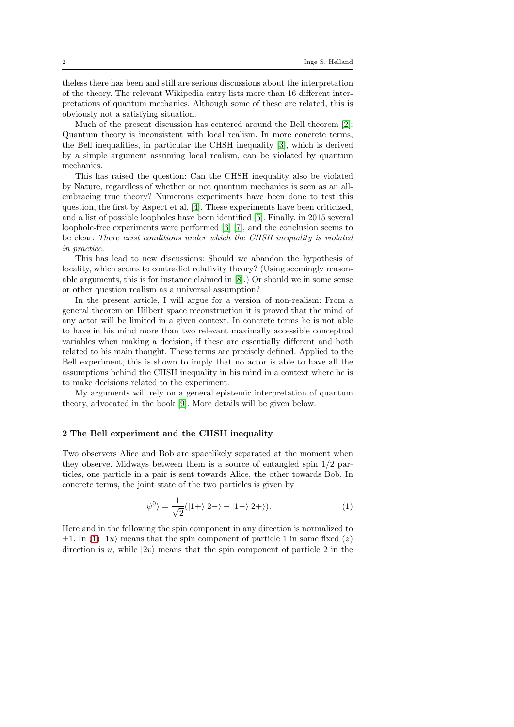theless there has been and still are serious discussions about the interpretation of the theory. The relevant Wikipedia entry lists more than 16 different interpretations of quantum mechanics. Although some of these are related, this is obviously not a satisfying situation.

Much of the present discussion has centered around the Bell theorem [2]: Quantum theory is inconsistent with local realism. In more concrete terms, the Bell inequalities, in particular the CHSH inequality [3], which is derived by a simple argument assuming local realism, can be violated by quantum mechanics.

This has raised the question: Can the CHSH inequality also be violated by Nature, regardless of whether or not quantum mechanics is seen as an all-embracing true theory? Numerous experiments have been done to test this question, the first by Aspect et al. [4]. These experiments have been criticized, and a list of possible loopholes have been identified [5]. Finally. in 2015 several loophole-free experiments were performed [6] [7], and the conclusion seems to be clear: *There exist conditions under which the CHSH inequality is violated in practice.*

This has lead to new discussions: Should we abandon the hypothesis of locality, which seems to contradict relativity theory? (Using seemingly reasonable arguments, this is for instance claimed in [8].) Or should we in some sense or other question realism as a universal assumption?

In the present article, I will argue for a version of non-realism: From a general theorem on Hilbert space reconstruction it is proved that the mind of any actor will be limited in a given context. In concrete terms he is not able to have in his mind more than two relevant maximally accessible conceptual variables when making a decision, if these are essentially different and both related to his main thought. These terms are precisely defined. Applied to the Bell experiment, this is shown to imply that no actor is able to have all the assumptions behind the CHSH inequality in his mind in a context where he is to make decisions related to the experiment.

My arguments will rely on a general epistemic interpretation of quantum theory, advocated in the book [9]. More details will be given below.

## 2 The Bell experiment and the CHSH inequality

Two observers Alice and Bob are spacelikely separated at the moment when they observe. Midways between them is a source of entangled spin 1/2 particles, one particle in a pair is sent towards Alice, the other towards Bob. In concrete terms, the joint state of the two particles is given by

$$|\psi^0\rangle = \frac{1}{\sqrt{2}}(|1+\rangle|2-\rangle - |1-\rangle|2+\rangle). \qquad (1)$$

Here and in the following the spin component in any direction is normalized to $\pm 1$. In (1) $|1u\rangle$ means that the spin component of particle 1 in some fixed ($z$) direction is $u$, while $|2v\rangle$ means that the spin component of particle 2 in the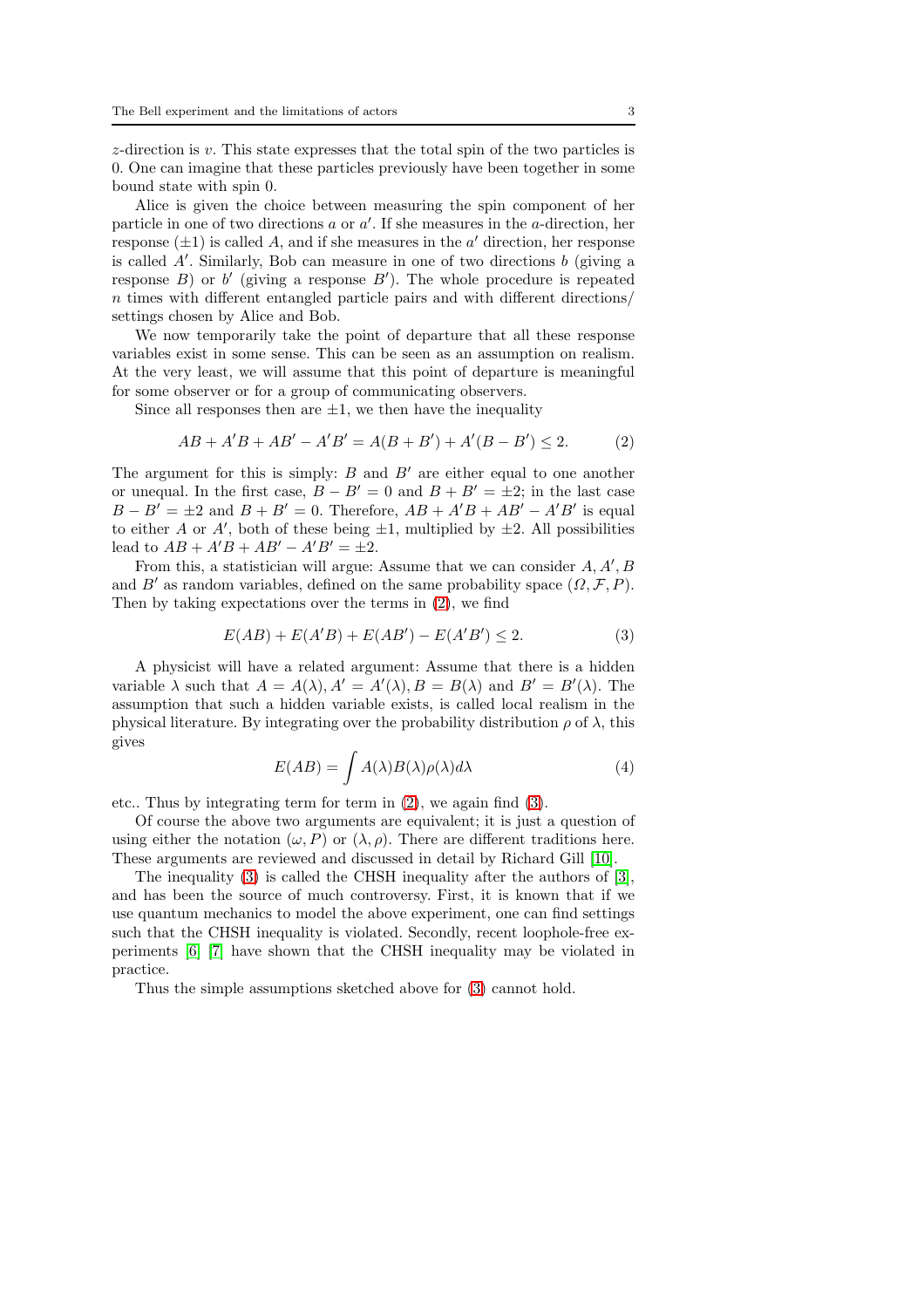$z$-direction is $v$. This state expresses that the total spin of the two particles is 0. One can imagine that these particles previously have been together in some bound state with spin 0.

Alice is given the choice between measuring the spin component of her particle in one of two directions $a$ or $a'$. If she measures in the $a$-direction, her response ($\pm 1$) is called $A$, and if she measures in the $a'$ direction, her response is called $A'$. Similarly, Bob can measure in one of two directions $b$ (giving a response $B$) or $b'$ (giving a response $B'$). The whole procedure is repeated $n$ times with different entangled particle pairs and with different directions/ settings chosen by Alice and Bob.

We now temporarily take the point of departure that all these response variables exist in some sense. This can be seen as an assumption on realism. At the very least, we will assume that this point of departure is meaningful for some observer or for a group of communicating observers.

Since all responses then are $\pm 1$, we then have the inequality

$$AB + A'B + AB' - A'B' = A(B + B') + A'(B - B') \leq 2. \tag{2}$$

The argument for this is simply: $B$ and $B'$ are either equal to one another or unequal. In the first case, $B - B' = 0$ and $B + B' = \pm 2$; in the last case $B - B' = \pm 2$ and $B + B' = 0$. Therefore, $AB + A'B + AB' - A'B'$ is equal to either $A$ or $A'$, both of these being $\pm 1$, multiplied by $\pm 2$. All possibilities lead to $AB + A'B + AB' - A'B' = \pm 2$.

From this, a statistician will argue: Assume that we can consider $A, A', B$ and $B'$ as random variables, defined on the same probability space $(\Omega, \mathcal{F}, P)$. Then by taking expectations over the terms in (2), we find

$$E(AB) + E(A'B) + E(AB') - E(A'B') \leq 2. \tag{3}$$

A physicist will have a related argument: Assume that there is a hidden variable $\lambda$ such that $A = A(\lambda), A' = A'(\lambda), B = B(\lambda)$ and $B' = B'(\lambda)$. The assumption that such a hidden variable exists, is called local realism in the physical literature. By integrating over the probability distribution $\rho$ of $\lambda$, this gives

$$E(AB) = \int A(\lambda)B(\lambda)\rho(\lambda)d\lambda \tag{4}$$

etc.. Thus by integrating term for term in (2), we again find (3).

Of course the above two arguments are equivalent; it is just a question of using either the notation $(\omega, P)$ or $(\lambda, \rho)$. There are different traditions here. These arguments are reviewed and discussed in detail by Richard Gill [10].

The inequality (3) is called the CHSH inequality after the authors of [3], and has been the source of much controversy. First, it is known that if we use quantum mechanics to model the above experiment, one can find settings such that the CHSH inequality is violated. Secondly, recent loophole-free experiments [6] [7] have shown that the CHSH inequality may be violated in practice.

Thus the simple assumptions sketched above for (3) cannot hold.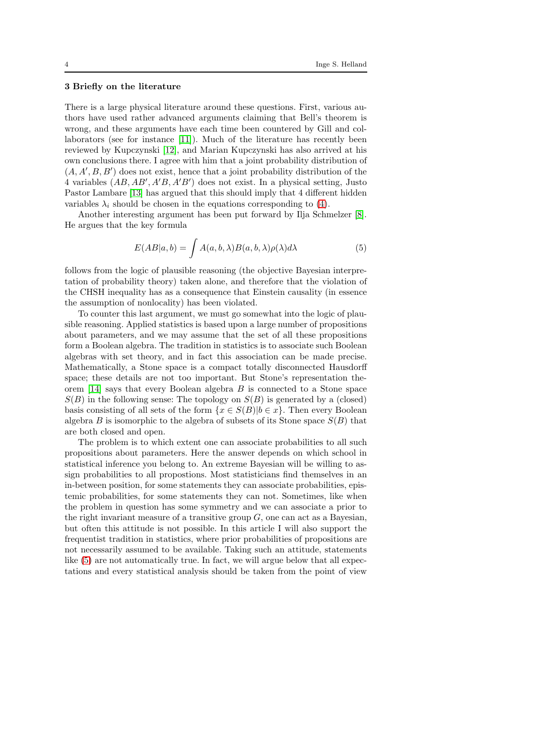### 3 Briefly on the literature

There is a large physical literature around these questions. First, various authors have used rather advanced arguments claiming that Bell's theorem is wrong, and these arguments have each time been countered by Gill and collaborators (see for instance [11]). Much of the literature has recently been reviewed by Kupczynski [12], and Marian Kupczynski has also arrived at his own conclusions there. I agree with him that a joint probability distribution of $(A, A', B, B')$ does not exist, hence that a joint probability distribution of the 4 variables $(AB, AB', A'B, A'B')$ does not exist. In a physical setting, Justo Pastor Lambare [13] has argued that this should imply that 4 different hidden variables $\lambda_i$ should be chosen in the equations corresponding to (4).

Another interesting argument has been put forward by Ilja Schmelzer [8]. He argues that the key formula

$$E(AB|a,b) = \int A(a,b,\lambda)B(a,b,\lambda)\rho(\lambda)d\lambda \tag{5}$$

follows from the logic of plausible reasoning (the objective Bayesian interpretation of probability theory) taken alone, and therefore that the violation of the CHSH inequality has as a consequence that Einstein causality (in essence the assumption of nonlocality) has been violated.

To counter this last argument, we must go somewhat into the logic of plausible reasoning. Applied statistics is based upon a large number of propositions about parameters, and we may assume that the set of all these propositions form a Boolean algebra. The tradition in statistics is to associate such Boolean algebras with set theory, and in fact this association can be made precise. Mathematically, a Stone space is a compact totally disconnected Hausdorff space; these details are not too important. But Stone's representation theorem [14] says that every Boolean algebra $B$ is connected to a Stone space $S(B)$ in the following sense: The topology on $S(B)$ is generated by a (closed) basis consisting of all sets of the form $\{x \in S(B) | b \in x\}$. Then every Boolean algebra $B$ is isomorphic to the algebra of subsets of its Stone space $S(B)$ that are both closed and open.

The problem is to which extent one can associate probabilities to all such propositions about parameters. Here the answer depends on which school in statistical inference you belong to. An extreme Bayesian will be willing to assign probabilities to all propostions. Most statisticians find themselves in an in-between position, for some statements they can associate probabilities, epistemic probabilities, for some statements they can not. Sometimes, like when the problem in question has some symmetry and we can associate a prior to the right invariant measure of a transitive group $G$, one can act as a Bayesian, but often this attitude is not possible. In this article I will also support the frequentist tradition in statistics, where prior probabilities of propositions are not necessarily assumed to be available. Taking such an attitude, statements like (5) are not automatically true. In fact, we will argue below that all expectations and every statistical analysis should be taken from the point of view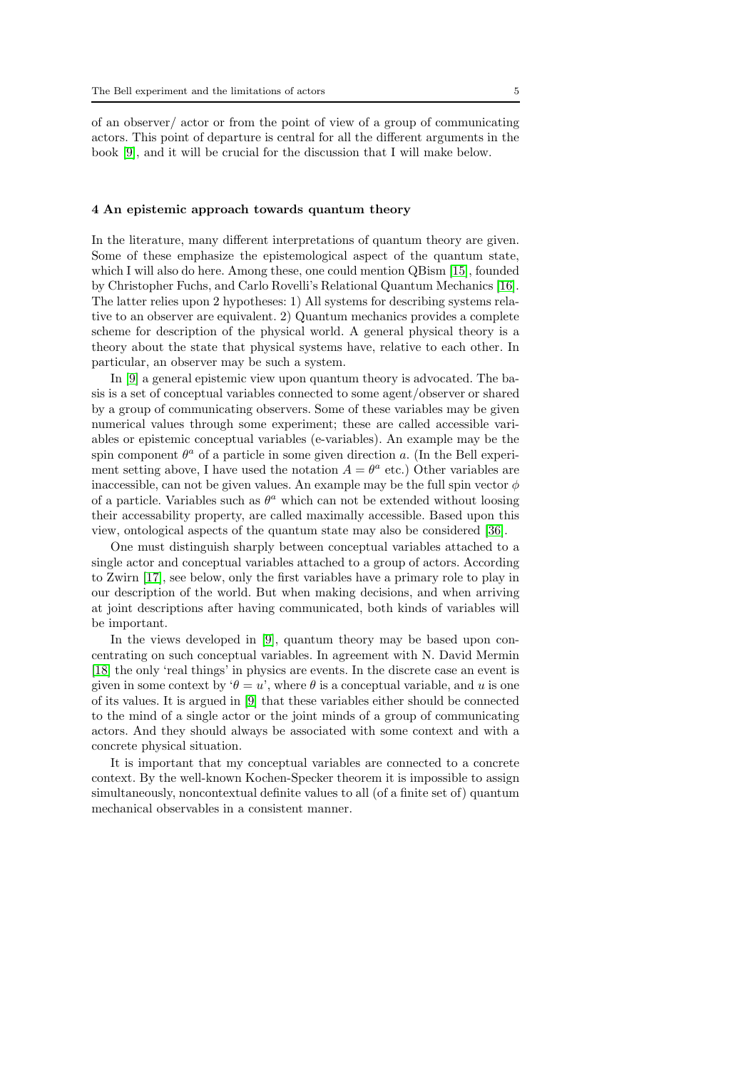of an observer/ actor or from the point of view of a group of communicating actors. This point of departure is central for all the different arguments in the book [9], and it will be crucial for the discussion that I will make below.

## 4 An epistemic approach towards quantum theory

In the literature, many different interpretations of quantum theory are given. Some of these emphasize the epistemological aspect of the quantum state, which I will also do here. Among these, one could mention QBism [15], founded by Christopher Fuchs, and Carlo Rovelli's Relational Quantum Mechanics [16]. The latter relies upon 2 hypotheses: 1) All systems for describing systems relative to an observer are equivalent. 2) Quantum mechanics provides a complete scheme for description of the physical world. A general physical theory is a theory about the state that physical systems have, relative to each other. In particular, an observer may be such a system.

In [9] a general epistemic view upon quantum theory is advocated. The basis is a set of conceptual variables connected to some agent/observer or shared by a group of communicating observers. Some of these variables may be given numerical values through some experiment; these are called accessible variables or epistemic conceptual variables (e-variables). An example may be the spin component $\theta^a$ of a particle in some given direction $a$. (In the Bell experiment setting above, I have used the notation $A = \theta^a$ etc.) Other variables are inaccessible, can not be given values. An example may be the full spin vector $\phi$ of a particle. Variables such as $\theta^a$ which can not be extended without loosing their accessability property, are called maximally accessible. Based upon this view, ontological aspects of the quantum state may also be considered [36].

One must distinguish sharply between conceptual variables attached to a single actor and conceptual variables attached to a group of actors. According to Zwirn [17], see below, only the first variables have a primary role to play in our description of the world. But when making decisions, and when arriving at joint descriptions after having communicated, both kinds of variables will be important.

In the views developed in [9], quantum theory may be based upon concentrating on such conceptual variables. In agreement with N. David Mermin [18] the only 'real things' in physics are events. In the discrete case an event is given in some context by '$\theta = u$', where $\theta$ is a conceptual variable, and $u$ is one of its values. It is argued in [9] that these variables either should be connected to the mind of a single actor or the joint minds of a group of communicating actors. And they should always be associated with some context and with a concrete physical situation.

It is important that my conceptual variables are connected to a concrete context. By the well-known Kochen-Specker theorem it is impossible to assign simultaneously, noncontextual definite values to all (of a finite set of) quantum mechanical observables in a consistent manner.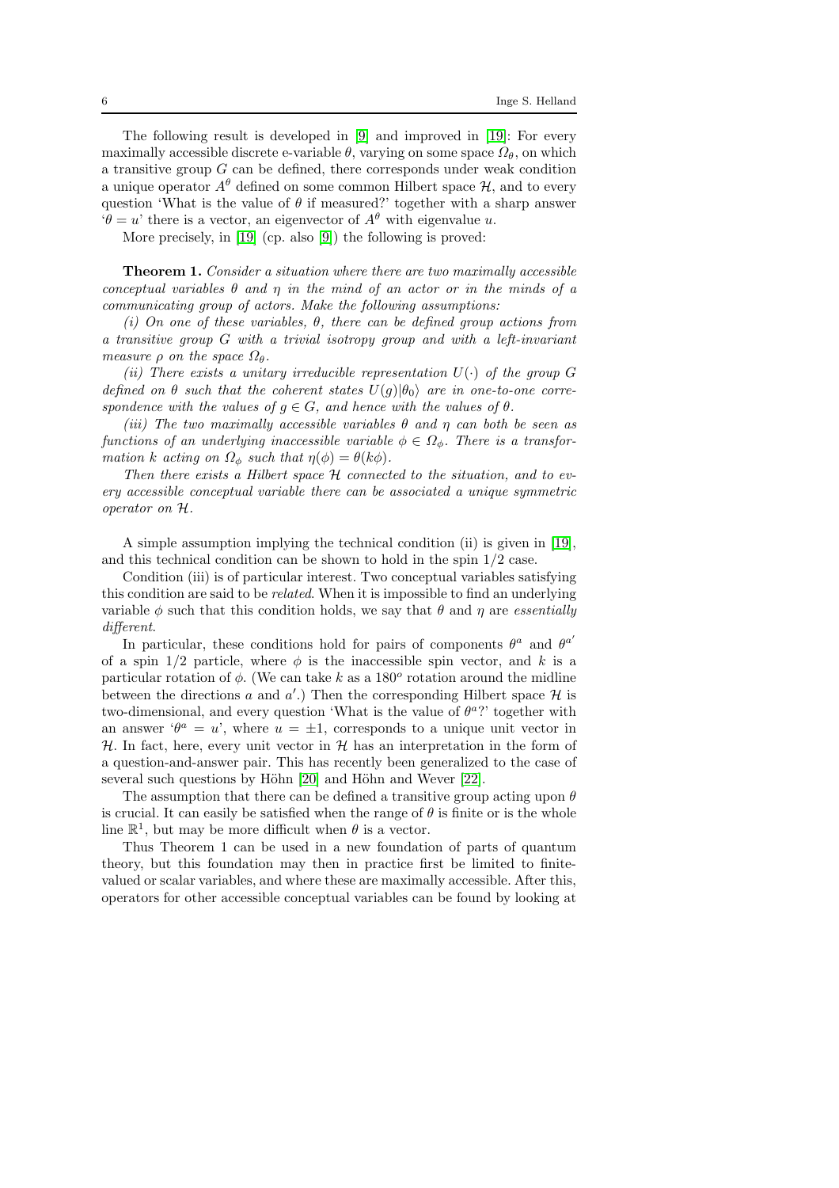The following result is developed in [9] and improved in [19]: For every maximally accessible discrete e-variable $\theta$, varying on some space $\Omega_\theta$, on which a transitive group $G$ can be defined, there corresponds under weak condition a unique operator $A^\theta$ defined on some common Hilbert space $\mathcal{H}$, and to every question 'What is the value of $\theta$ if measured?' together with a sharp answer '$\theta = u$' there is a vector, an eigenvector of $A^\theta$ with eigenvalue $u$.

More precisely, in [19] (cp. also [9]) the following is proved:

**Theorem 1.** *Consider a situation where there are two maximally accessible conceptual variables $\theta$ and $\eta$ in the mind of an actor or in the minds of a communicating group of actors. Make the following assumptions:*

*(i) On one of these variables, $\theta$, there can be defined group actions from a transitive group $G$ with a trivial isotropy group and with a left-invariant measure $\rho$ on the space $\Omega_\theta$.*

*(ii) There exists a unitary irreducible representation $U(\cdot)$ of the group $G$ defined on $\theta$ such that the coherent states $U(g)|\theta_0\rangle$ are in one-to-one correspondence with the values of $g \in G$, and hence with the values of $\theta$.*

*(iii) The two maximally accessible variables $\theta$ and $\eta$ can both be seen as functions of an underlying inaccessible variable $\phi \in \Omega_\phi$. There is a transformation $k$ acting on $\Omega_\phi$ such that $\eta(\phi) = \theta(k\phi)$.*

*Then there exists a Hilbert space $\mathcal{H}$ connected to the situation, and to every accessible conceptual variable there can be associated a unique symmetric operator on $\mathcal{H}$.*

A simple assumption implying the technical condition (ii) is given in [19], and this technical condition can be shown to hold in the spin 1/2 case.

Condition (iii) is of particular interest. Two conceptual variables satisfying this condition are said to be *related*. When it is impossible to find an underlying variable $\phi$ such that this condition holds, we say that $\theta$ and $\eta$ are *essentially different*.

In particular, these conditions hold for pairs of components $\theta^a$ and $\theta^{a'}$ of a spin 1/2 particle, where $\phi$ is the inaccessible spin vector, and $k$ is a particular rotation of $\phi$. (We can take $k$ as a $180^o$ rotation around the midline between the directions $a$ and $a'$.) Then the corresponding Hilbert space $\mathcal{H}$ is two-dimensional, and every question 'What is the value of $\theta^a$?' together with an answer '$\theta^a = u$', where $u = \pm 1$, corresponds to a unique unit vector in $\mathcal{H}$. In fact, here, every unit vector in $\mathcal{H}$ has an interpretation in the form of a question-and-answer pair. This has recently been generalized to the case of several such questions by Höhn [20] and Höhn and Wever [22].

The assumption that there can be defined a transitive group acting upon $\theta$ is crucial. It can easily be satisfied when the range of $\theta$ is finite or is the whole line $\mathbb{R}^1$, but may be more difficult when $\theta$ is a vector.

Thus Theorem 1 can be used in a new foundation of parts of quantum theory, but this foundation may then in practice first be limited to finite-valued or scalar variables, and where these are maximally accessible. After this, operators for other accessible conceptual variables can be found by looking at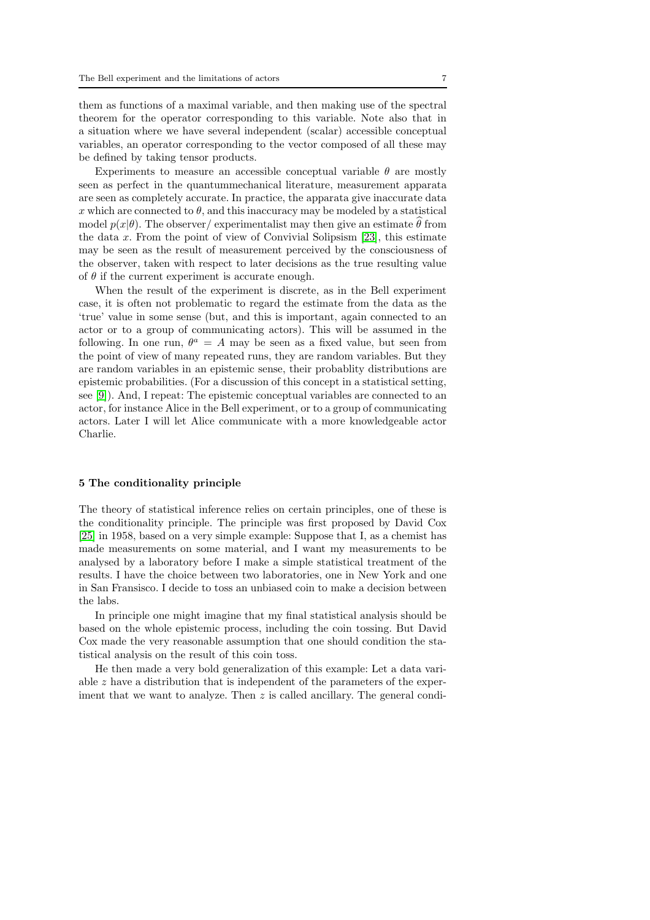them as functions of a maximal variable, and then making use of the spectral theorem for the operator corresponding to this variable. Note also that in a situation where we have several independent (scalar) accessible conceptual variables, an operator corresponding to the vector composed of all these may be defined by taking tensor products.

Experiments to measure an accessible conceptual variable $\theta$ are mostly seen as perfect in the quantummechanical literature, measurement apparata are seen as completely accurate. In practice, the apparata give inaccurate data $x$ which are connected to $\theta$, and this inaccuracy may be modeled by a statistical model $p(x|\theta)$. The observer/ experimentalist may then give an estimate $\widehat{\theta}$ from the data $x$. From the point of view of Convivial Solipsism [23], this estimate may be seen as the result of measurement perceived by the consciousness of the observer, taken with respect to later decisions as the true resulting value of $\theta$ if the current experiment is accurate enough.

When the result of the experiment is discrete, as in the Bell experiment case, it is often not problematic to regard the estimate from the data as the 'true' value in some sense (but, and this is important, again connected to an actor or to a group of communicating actors). This will be assumed in the following. In one run, $\theta^a = A$ may be seen as a fixed value, but seen from the point of view of many repeated runs, they are random variables. But they are random variables in an epistemic sense, their probablity distributions are epistemic probabilities. (For a discussion of this concept in a statistical setting, see [9]). And, I repeat: The epistemic conceptual variables are connected to an actor, for instance Alice in the Bell experiment, or to a group of communicating actors. Later I will let Alice communicate with a more knowledgeable actor Charlie.

## 5 The conditionality principle

The theory of statistical inference relies on certain principles, one of these is the conditionality principle. The principle was first proposed by David Cox [25] in 1958, based on a very simple example: Suppose that I, as a chemist has made measurements on some material, and I want my measurements to be analysed by a laboratory before I make a simple statistical treatment of the results. I have the choice between two laboratories, one in New York and one in San Fransisco. I decide to toss an unbiased coin to make a decision between the labs.

In principle one might imagine that my final statistical analysis should be based on the whole epistemic process, including the coin tossing. But David Cox made the very reasonable assumption that one should condition the statistical analysis on the result of this coin toss.

He then made a very bold generalization of this example: Let a data variable $z$ have a distribution that is independent of the parameters of the experiment that we want to analyze. Then $z$ is called ancillary. The general condi-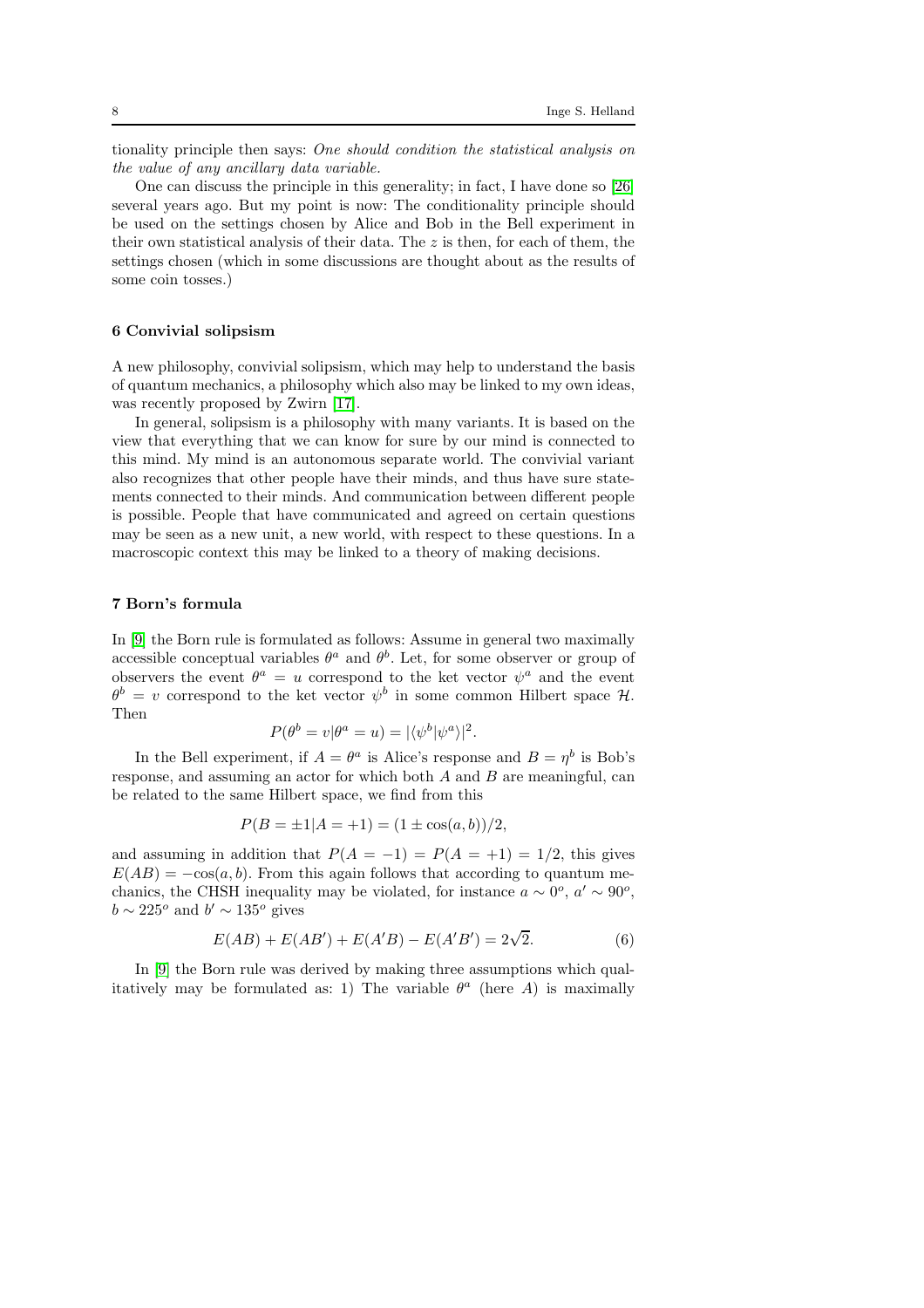tionality principle then says: *One should condition the statistical analysis on the value of any ancillary data variable.*

One can discuss the principle in this generality; in fact, I have done so [26] several years ago. But my point is now: The conditionality principle should be used on the settings chosen by Alice and Bob in the Bell experiment in their own statistical analysis of their data. The $z$ is then, for each of them, the settings chosen (which in some discussions are thought about as the results of some coin tosses.)

## 6 Convivial solipsism

A new philosophy, convivial solipsism, which may help to understand the basis of quantum mechanics, a philosophy which also may be linked to my own ideas, was recently proposed by Zwirn [17].

In general, solipsism is a philosophy with many variants. It is based on the view that everything that we can know for sure by our mind is connected to this mind. My mind is an autonomous separate world. The convivial variant also recognizes that other people have their minds, and thus have sure statements connected to their minds. And communication between different people is possible. People that have communicated and agreed on certain questions may be seen as a new unit, a new world, with respect to these questions. In a macroscopic context this may be linked to a theory of making decisions.

## 7 Born's formula

In [9] the Born rule is formulated as follows: Assume in general two maximally accessible conceptual variables $\theta^a$ and $\theta^b$. Let, for some observer or group of observers the event $\theta^a = u$ correspond to the ket vector $\psi^a$ and the event $\theta^b = v$ correspond to the ket vector $\psi^b$ in some common Hilbert space $\mathcal{H}$. Then

$$P(\theta^b = v|\theta^a = u) = |\langle\psi^b|\psi^a\rangle|^2.$$

In the Bell experiment, if $A = \theta^a$ is Alice's response and $B = \eta^b$ is Bob's response, and assuming an actor for which both $A$ and $B$ are meaningful, can be related to the same Hilbert space, we find from this

$$P(B = \pm 1|A = +1) = (1 \pm \cos(a, b))/2,$$

and assuming in addition that $P(A = -1) = P(A = +1) = 1/2$, this gives $E(AB) = -\cos(a, b)$. From this again follows that according to quantum mechanics, the CHSH inequality may be violated, for instance $a \sim 0^o$, $a' \sim 90^o$, $b \sim 225^o$ and $b' \sim 135^o$ gives

$$E(AB) + E(AB') + E(A'B) - E(A'B') = 2\sqrt{2}. \tag{6}$$

In [9] the Born rule was derived by making three assumptions which qualitatively may be formulated as: 1) The variable $\theta^a$ (here $A$) is maximally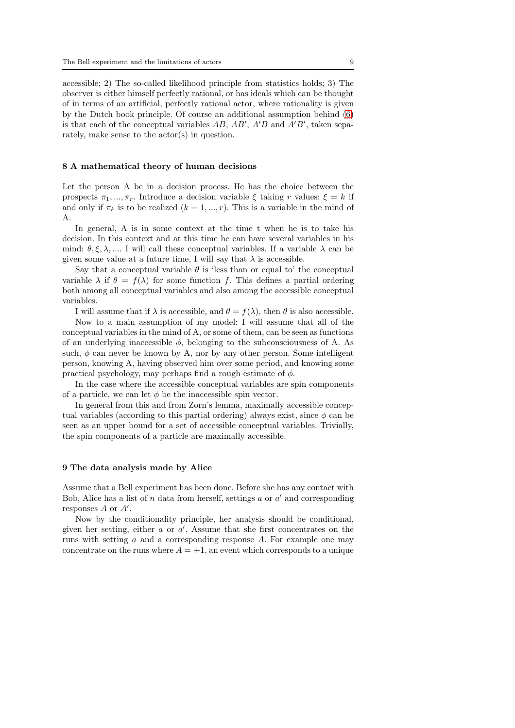accessible; 2) The so-called likelihood principle from statistics holds; 3) The observer is either himself perfectly rational, or has ideals which can be thought of in terms of an artificial, perfectly rational actor, where rationality is given by the Dutch book principle. Of course an additional assumption behind (6) is that each of the conceptual variables $AB$, $AB'$, $A'B$ and $A'B'$, taken separately, make sense to the actor(s) in question.

## 8 A mathematical theory of human decisions

Let the person A be in a decision process. He has the choice between the prospects $\pi_1, ..., \pi_r$. Introduce a decision variable $\xi$ taking $r$ values: $\xi = k$ if and only if $\pi_k$ is to be realized ($k = 1, ..., r$). This is a variable in the mind of A.

In general, A is in some context at the time t when he is to take his decision. In this context and at this time he can have several variables in his mind: $\theta, \xi, \lambda, ....$ I will call these conceptual variables. If a variable $\lambda$ can be given some value at a future time, I will say that $\lambda$ is accessible.

Say that a conceptual variable $\theta$ is 'less than or equal to' the conceptual variable $\lambda$ if $\theta = f(\lambda)$ for some function $f$. This defines a partial ordering both among all conceptual variables and also among the accessible conceptual variables.

I will assume that if $\lambda$ is accessible, and $\theta = f(\lambda)$, then $\theta$ is also accessible.

Now to a main assumption of my model: I will assume that all of the conceptual variables in the mind of A, or some of them, can be seen as functions of an underlying inaccessible $\phi$, belonging to the subconsciousness of A. As such, $\phi$ can never be known by A, nor by any other person. Some intelligent person, knowing A, having observed him over some period, and knowing some practical psychology, may perhaps find a rough estimate of $\phi$.

In the case where the accessible conceptual variables are spin components of a particle, we can let $\phi$ be the inaccessible spin vector.

In general from this and from Zorn's lemma, maximally accessible conceptual variables (according to this partial ordering) always exist, since $\phi$ can be seen as an upper bound for a set of accessible conceptual variables. Trivially, the spin components of a particle are maximally accessible.

## 9 The data analysis made by Alice

Assume that a Bell experiment has been done. Before she has any contact with Bob, Alice has a list of $n$ data from herself, settings $a$ or $a'$ and corresponding responses $A$ or $A'$.

Now by the conditionality principle, her analysis should be conditional, given her setting, either $a$ or $a'$. Assume that she first concentrates on the runs with setting $a$ and a corresponding response $A$. For example one may concentrate on the runs where $A = +1$, an event which corresponds to a unique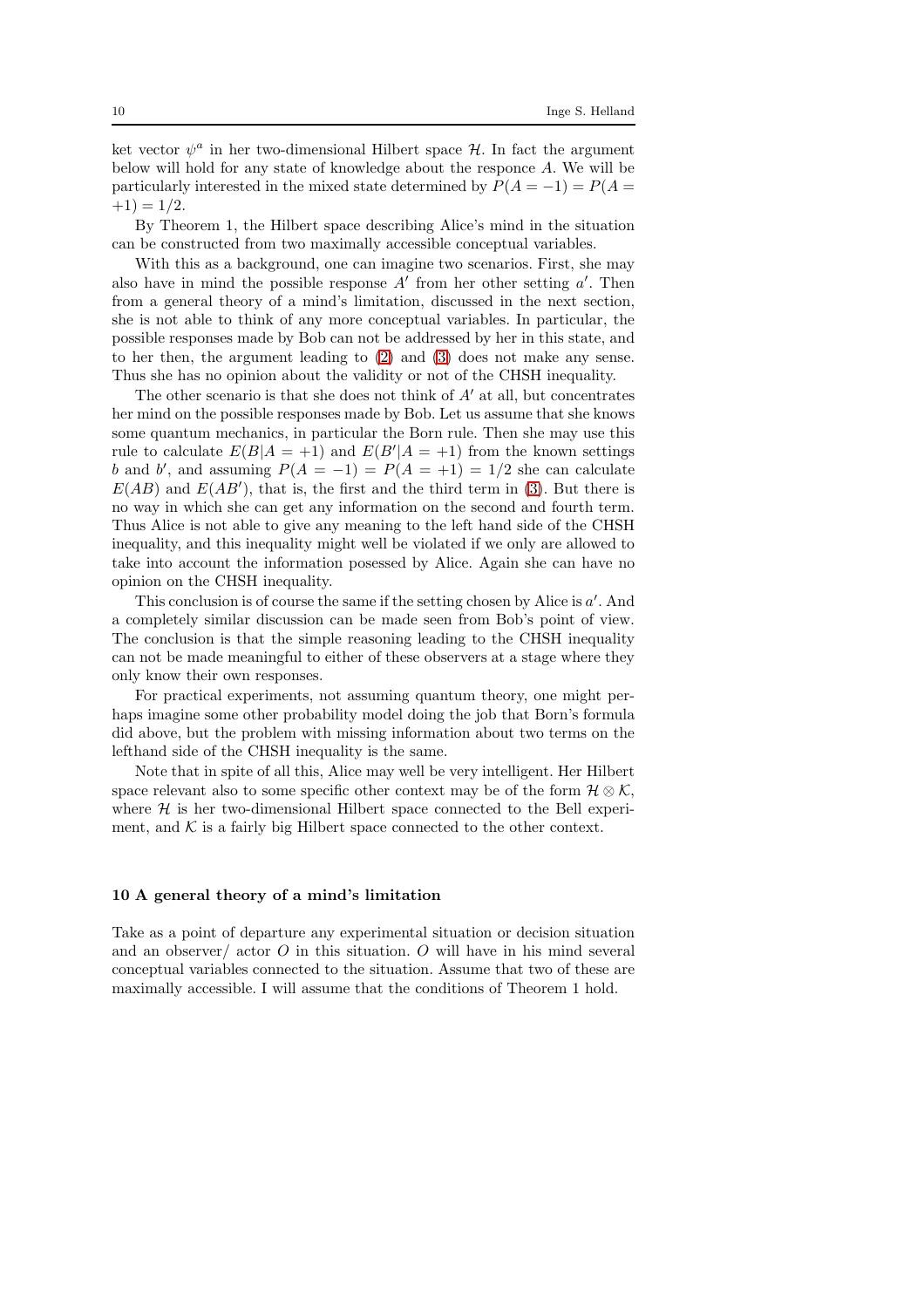ket vector $\psi^a$ in her two-dimensional Hilbert space $\mathcal{H}$. In fact the argument below will hold for any state of knowledge about the responce $A$. We will be particularly interested in the mixed state determined by $P(A = -1) = P(A = +1) = 1/2$.

By Theorem 1, the Hilbert space describing Alice's mind in the situation can be constructed from two maximally accessible conceptual variables.

With this as a background, one can imagine two scenarios. First, she may also have in mind the possible response $A'$ from her other setting $a'$. Then from a general theory of a mind's limitation, discussed in the next section, she is not able to think of any more conceptual variables. In particular, the possible responses made by Bob can not be addressed by her in this state, and to her then, the argument leading to (2) and (3) does not make any sense. Thus she has no opinion about the validity or not of the CHSH inequality.

The other scenario is that she does not think of $A'$ at all, but concentrates her mind on the possible responses made by Bob. Let us assume that she knows some quantum mechanics, in particular the Born rule. Then she may use this rule to calculate $E(B|A = +1)$ and $E(B'|A = +1)$ from the known settings $b$ and $b'$, and assuming $P(A = -1) = P(A = +1) = 1/2$ she can calculate $E(AB)$ and $E(AB')$, that is, the first and the third term in (3). But there is no way in which she can get any information on the second and fourth term. Thus Alice is not able to give any meaning to the left hand side of the CHSH inequality, and this inequality might well be violated if we only are allowed to take into account the information posessed by Alice. Again she can have no opinion on the CHSH inequality.

This conclusion is of course the same if the setting chosen by Alice is $a'$. And a completely similar discussion can be made seen from Bob's point of view. The conclusion is that the simple reasoning leading to the CHSH inequality can not be made meaningful to either of these observers at a stage where they only know their own responses.

For practical experiments, not assuming quantum theory, one might perhaps imagine some other probability model doing the job that Born's formula did above, but the problem with missing information about two terms on the lefthand side of the CHSH inequality is the same.

Note that in spite of all this, Alice may well be very intelligent. Her Hilbert space relevant also to some specific other context may be of the form $\mathcal{H} \otimes \mathcal{K}$, where $\mathcal{H}$ is her two-dimensional Hilbert space connected to the Bell experiment, and $\mathcal{K}$ is a fairly big Hilbert space connected to the other context.

## 10 A general theory of a mind's limitation

Take as a point of departure any experimental situation or decision situation and an observer/ actor $O$ in this situation. $O$ will have in his mind several conceptual variables connected to the situation. Assume that two of these are maximally accessible. I will assume that the conditions of Theorem 1 hold.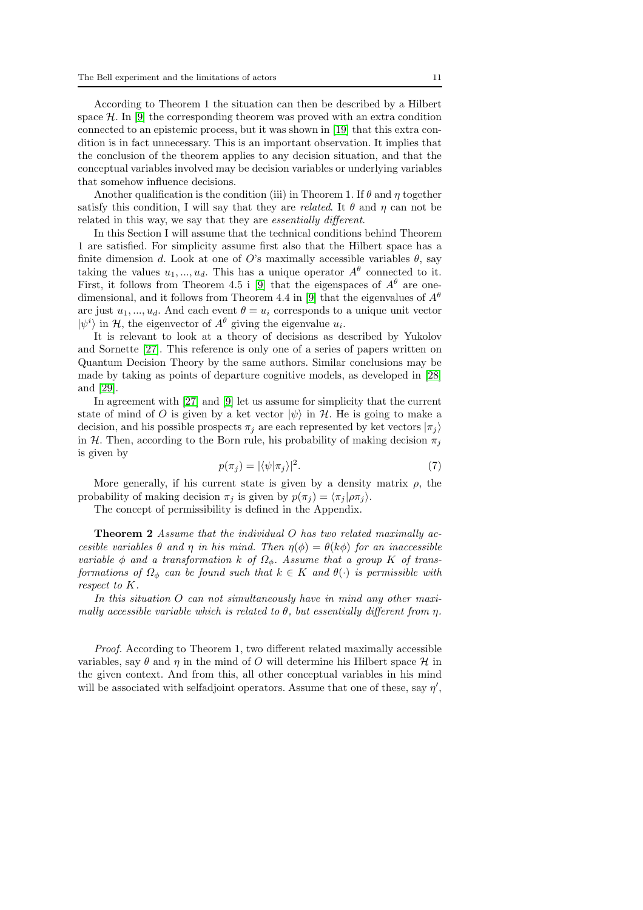According to Theorem 1 the situation can then be described by a Hilbert space $\mathcal{H}$. In [9] the corresponding theorem was proved with an extra condition connected to an epistemic process, but it was shown in [19] that this extra condition is in fact unnecessary. This is an important observation. It implies that the conclusion of the theorem applies to any decision situation, and that the conceptual variables involved may be decision variables or underlying variables that somehow influence decisions.

Another qualification is the condition (iii) in Theorem 1. If $\theta$ and $\eta$ together satisfy this condition, I will say that they are *related*. It $\theta$ and $\eta$ can not be related in this way, we say that they are *essentially different*.

In this Section I will assume that the technical conditions behind Theorem 1 are satisfied. For simplicity assume first also that the Hilbert space has a finite dimension $d$. Look at one of $O$'s maximally accessible variables $\theta$, say taking the values $u_1, ..., u_d$. This has a unique operator $A^\theta$ connected to it. First, it follows from Theorem 4.5 i [9] that the eigenspaces of $A^\theta$ are one-dimensional, and it follows from Theorem 4.4 in [9] that the eigenvalues of $A^\theta$ are just $u_1, ..., u_d$. And each event $\theta = u_i$ corresponds to a unique unit vector $|\psi^i\rangle$ in $\mathcal{H}$, the eigenvector of $A^\theta$ giving the eigenvalue $u_i$.

It is relevant to look at a theory of decisions as described by Yukolov and Sornette [27]. This reference is only one of a series of papers written on Quantum Decision Theory by the same authors. Similar conclusions may be made by taking as points of departure cognitive models, as developed in [28] and [29].

In agreement with [27] and [9] let us assume for simplicity that the current state of mind of $O$ is given by a ket vector $|\psi\rangle$ in $\mathcal{H}$. He is going to make a decision, and his possible prospects $\pi_j$ are each represented by ket vectors $|\pi_j\rangle$ in $\mathcal{H}$. Then, according to the Born rule, his probability of making decision $\pi_j$ is given by

$$p(\pi_j) = |\langle\psi|\pi_j\rangle|^2. \tag{7}$$

More generally, if his current state is given by a density matrix $\rho$, the probability of making decision $\pi_j$ is given by $p(\pi_j) = \langle\pi_j|\rho\pi_j\rangle$.

The concept of permissibility is defined in the Appendix.

**Theorem 2** *Assume that the individual $O$ has two related maximally accessible variables $\theta$ and $\eta$ in his mind. Then $\eta(\phi) = \theta(k\phi)$ for an inaccessible variable $\phi$ and a transformation $k$ of $\Omega_\phi$. Assume that a group $K$ of transformations of $\Omega_\phi$ can be found such that $k \in K$ and $\theta(\cdot)$ is permissible with respect to $K$.*

*In this situation $O$ can not simultaneously have in mind any other maximally accessible variable which is related to $\theta$, but essentially different from $\eta$.*

*Proof.* According to Theorem 1, two different related maximally accessible variables, say $\theta$ and $\eta$ in the mind of $O$ will determine his Hilbert space $\mathcal{H}$ in the given context. And from this, all other conceptual variables in his mind will be associated with selfadjoint operators. Assume that one of these, say $\eta'$,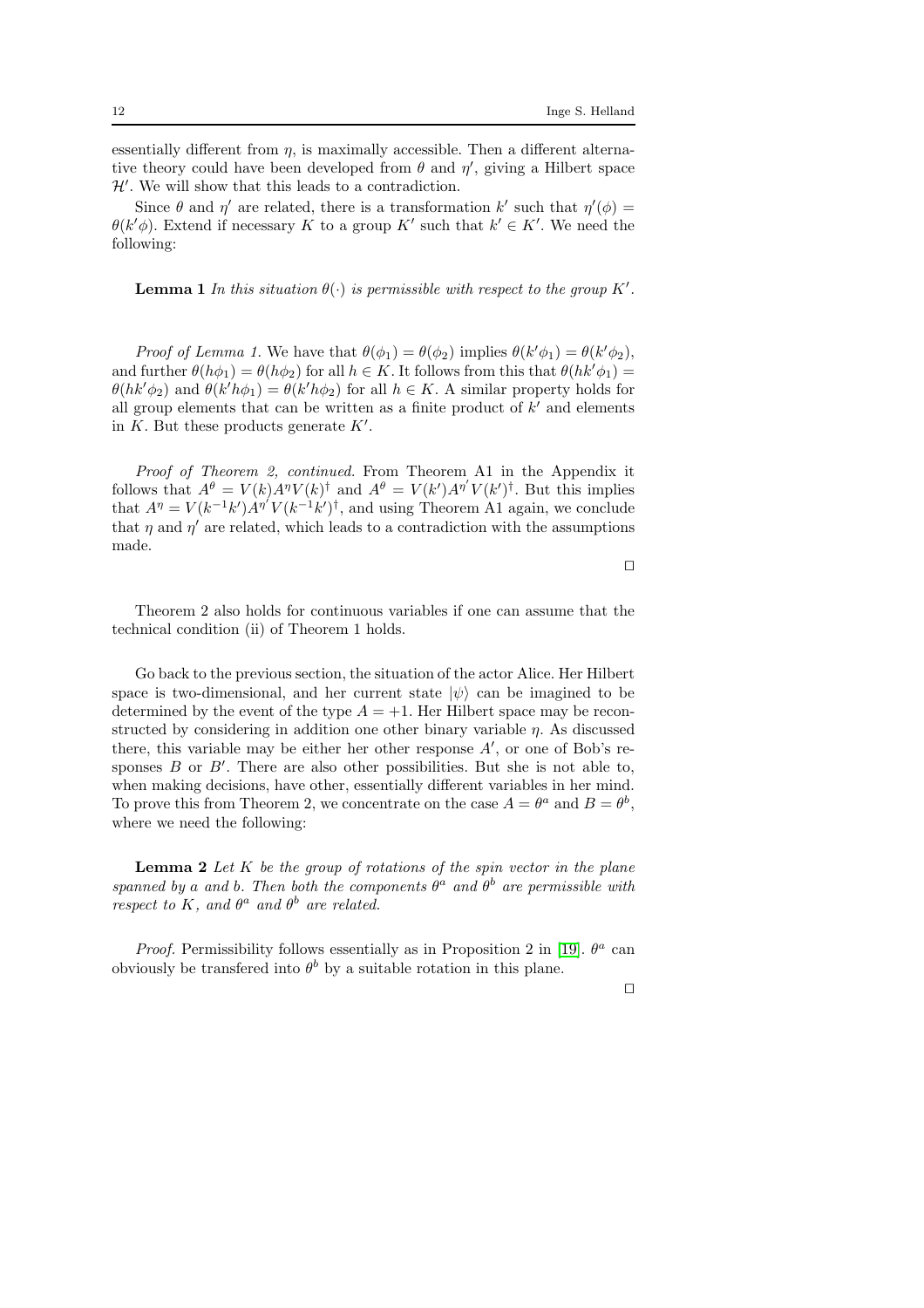essentially different from $\eta$, is maximally accessible. Then a different alternative theory could have been developed from $\theta$ and $\eta'$, giving a Hilbert space $\mathcal{H}'$. We will show that this leads to a contradiction.

Since $\theta$ and $\eta'$ are related, there is a transformation $k'$ such that $\eta'(\phi) = \theta(k'\phi)$. Extend if necessary $K$ to a group $K'$ such that $k' \in K'$. We need the following:

**Lemma 1** *In this situation $\theta(\cdot)$ is permissible with respect to the group $K'$.*

*Proof of Lemma 1.* We have that $\theta(\phi_1) = \theta(\phi_2)$ implies $\theta(k'\phi_1) = \theta(k'\phi_2)$, and further $\theta(h\phi_1) = \theta(h\phi_2)$ for all $h \in K$. It follows from this that $\theta(hk'\phi_1) = \theta(hk'\phi_2)$ and $\theta(k'h\phi_1) = \theta(k'h\phi_2)$ for all $h \in K$. A similar property holds for all group elements that can be written as a finite product of $k'$ and elements in $K$. But these products generate $K'$.

*Proof of Theorem 2, continued.* From Theorem A1 in the Appendix it follows that $A^\theta = V(k)A^\eta V(k)^\dagger$ and $A^\theta = V(k')A^{\eta'}V(k')^\dagger$. But this implies that $A^\eta = V(k^{-1}k')A^{\eta'}V(k^{-1}k')^\dagger$, and using Theorem A1 again, we conclude that $\eta$ and $\eta'$ are related, which leads to a contradiction with the assumptions made.

□

Theorem 2 also holds for continuous variables if one can assume that the technical condition (ii) of Theorem 1 holds.

Go back to the previous section, the situation of the actor Alice. Her Hilbert space is two-dimensional, and her current state $|\psi\rangle$ can be imagined to be determined by the event of the type $A = +1$. Her Hilbert space may be reconstructed by considering in addition one other binary variable $\eta$. As discussed there, this variable may be either her other response $A'$, or one of Bob's responses $B$ or $B'$. There are also other possibilities. But she is not able to, when making decisions, have other, essentially different variables in her mind. To prove this from Theorem 2, we concentrate on the case $A = \theta^a$ and $B = \theta^b$, where we need the following:

**Lemma 2** *Let $K$ be the group of rotations of the spin vector in the plane spanned by $a$ and $b$. Then both the components $\theta^a$ and $\theta^b$ are permissible with respect to $K$, and $\theta^a$ and $\theta^b$ are related.*

*Proof.* Permissibility follows essentially as in Proposition 2 in [19]. $\theta^a$ can obviously be transfered into $\theta^b$ by a suitable rotation in this plane.

□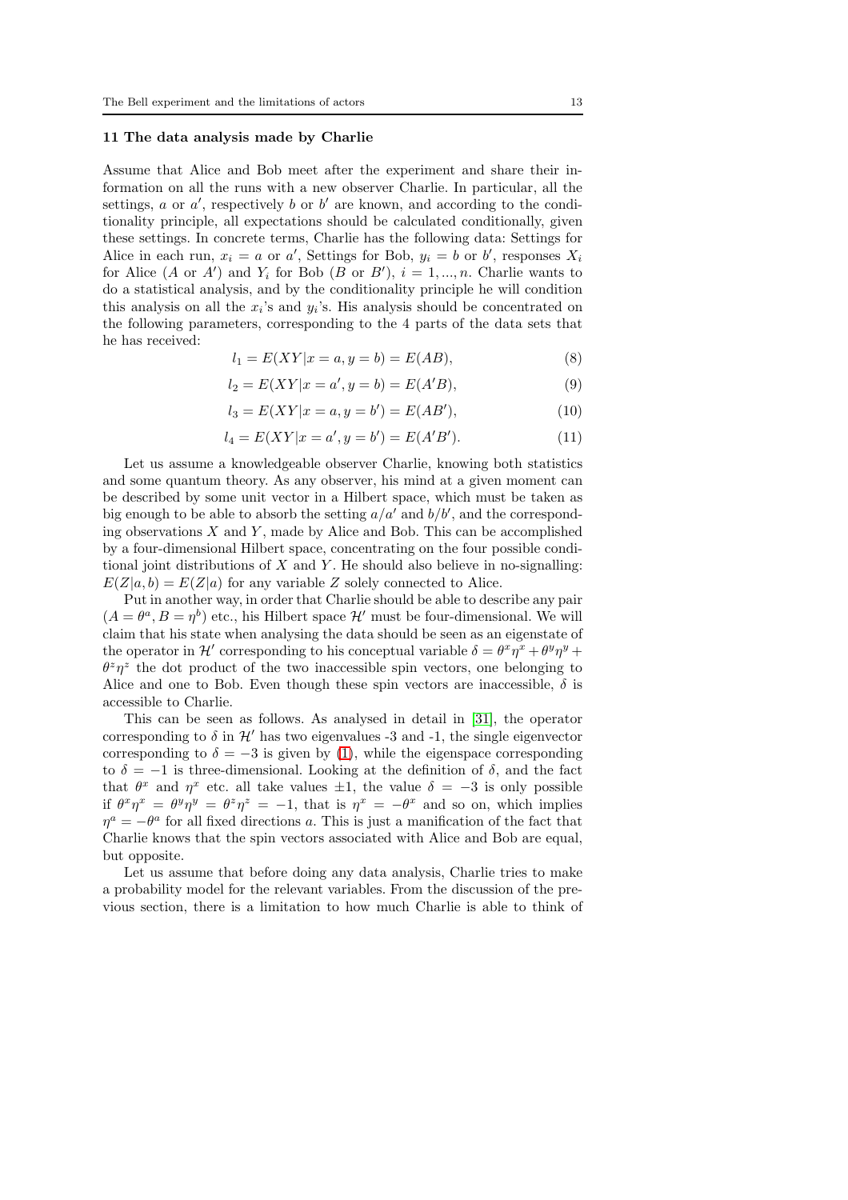## 11 The data analysis made by Charlie

Assume that Alice and Bob meet after the experiment and share their information on all the runs with a new observer Charlie. In particular, all the settings, $a$ or $a'$, respectively $b$ or $b'$ are known, and according to the conditionality principle, all expectations should be calculated conditionally, given these settings. In concrete terms, Charlie has the following data: Settings for Alice in each run, $x_i = a$ or $a'$, Settings for Bob, $y_i = b$ or $b'$, responses $X_i$ for Alice ($A$ or $A'$) and $Y_i$ for Bob ($B$ or $B'$), $i = 1, ..., n$. Charlie wants to do a statistical analysis, and by the conditionality principle he will condition this analysis on all the $x_i$'s and $y_i$'s. His analysis should be concentrated on the following parameters, corresponding to the 4 parts of the data sets that he has received:

$$l_1 = E(XY|x = a, y = b) = E(AB), \tag{8}$$

$$l_2 = E(XY|x = a', y = b) = E(A'B), \tag{9}$$

$$l_3 = E(XY|x = a, y = b') = E(AB'), \tag{10}$$

$$l_4 = E(XY|x = a', y = b') = E(A'B'). \tag{11}$$

Let us assume a knowledgeable observer Charlie, knowing both statistics and some quantum theory. As any observer, his mind at a given moment can be described by some unit vector in a Hilbert space, which must be taken as big enough to be able to absorb the setting $a/a'$ and $b/b'$, and the corresponding observations $X$ and $Y$, made by Alice and Bob. This can be accomplished by a four-dimensional Hilbert space, concentrating on the four possible conditional joint distributions of $X$ and $Y$. He should also believe in no-signalling: $E(Z|a, b) = E(Z|a)$ for any variable $Z$ solely connected to Alice.

Put in another way, in order that Charlie should be able to describe any pair $(A = \theta^a, B = \eta^b)$ etc., his Hilbert space $\mathcal{H}'$ must be four-dimensional. We will claim that his state when analysing the data should be seen as an eigenstate of the operator in $\mathcal{H}'$ corresponding to his conceptual variable $\delta = \theta^x\eta^x + \theta^y\eta^y + \theta^z\eta^z$ the dot product of the two inaccessible spin vectors, one belonging to Alice and one to Bob. Even though these spin vectors are inaccessible, $\delta$ is accessible to Charlie.

This can be seen as follows. As analysed in detail in [31], the operator corresponding to $\delta$ in $\mathcal{H}'$ has two eigenvalues -3 and -1, the single eigenvector corresponding to $\delta = -3$ is given by (1), while the eigenspace corresponding to $\delta = -1$ is three-dimensional. Looking at the definition of $\delta$, and the fact that $\theta^x$ and $\eta^x$ etc. all take values $\pm 1$, the value $\delta = -3$ is only possible if $\theta^x\eta^x = \theta^y\eta^y = \theta^z\eta^z = -1$, that is $\eta^x = -\theta^x$ and so on, which implies $\eta^a = -\theta^a$ for all fixed directions $a$. This is just a manification of the fact that Charlie knows that the spin vectors associated with Alice and Bob are equal, but opposite.

Let us assume that before doing any data analysis, Charlie tries to make a probability model for the relevant variables. From the discussion of the previous section, there is a limitation to how much Charlie is able to think of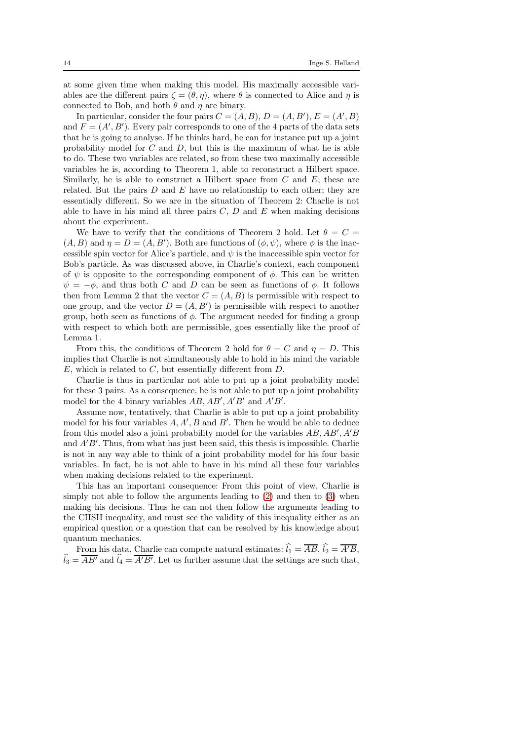at some given time when making this model. His maximally accessible variables are the different pairs $\zeta = (\theta, \eta)$, where $\theta$ is connected to Alice and $\eta$ is connected to Bob, and both $\theta$ and $\eta$ are binary.

In particular, consider the four pairs $C = (A, B)$, $D = (A, B')$, $E = (A', B)$ and $F = (A', B')$. Every pair corresponds to one of the 4 parts of the data sets that he is going to analyse. If he thinks hard, he can for instance put up a joint probability model for $C$ and $D$, but this is the maximum of what he is able to do. These two variables are related, so from these two maximally accessible variables he is, according to Theorem 1, able to reconstruct a Hilbert space. Similarly, he is able to construct a Hilbert space from $C$ and $E$; these are related. But the pairs $D$ and $E$ have no relationship to each other; they are essentially different. So we are in the situation of Theorem 2: Charlie is not able to have in his mind all three pairs $C$, $D$ and $E$ when making decisions about the experiment.

We have to verify that the conditions of Theorem 2 hold. Let $\theta = C = (A, B)$ and $\eta = D = (A, B')$. Both are functions of $(\phi, \psi)$, where $\phi$ is the inaccessible spin vector for Alice's particle, and $\psi$ is the inaccessible spin vector for Bob's particle. As was discussed above, in Charlie's context, each component of $\psi$ is opposite to the corresponding component of $\phi$. This can be written $\psi = -\phi$, and thus both $C$ and $D$ can be seen as functions of $\phi$. It follows then from Lemma 2 that the vector $C = (A, B)$ is permissible with respect to one group, and the vector $D = (A, B')$ is permissible with respect to another group, both seen as functions of $\phi$. The argument needed for finding a group with respect to which both are permissible, goes essentially like the proof of Lemma 1.

From this, the conditions of Theorem 2 hold for $\theta = C$ and $\eta = D$. This implies that Charlie is not simultaneously able to hold in his mind the variable $E$, which is related to $C$, but essentially different from $D$.

Charlie is thus in particular not able to put up a joint probability model for these 3 pairs. As a consequence, he is not able to put up a joint probability model for the 4 binary variables $AB, AB', A'B'$ and $A'B'$.

Assume now, tentatively, that Charlie is able to put up a joint probability model for his four variables $A, A', B$ and $B'$. Then he would be able to deduce from this model also a joint probability model for the variables $AB, AB', A'B$ and $A'B'$. Thus, from what has just been said, this thesis is impossible. Charlie is not in any way able to think of a joint probability model for his four basic variables. In fact, he is not able to have in his mind all these four variables when making decisions related to the experiment.

This has an important consequence: From this point of view, Charlie is simply not able to follow the arguments leading to (2) and then to (3) when making his decisions. Thus he can not then follow the arguments leading to the CHSH inequality, and must see the validity of this inequality either as an empirical question or a question that can be resolved by his knowledge about quantum mechanics.

From his data, Charlie can compute natural estimates: $\widehat{l}_1 = \overline{AB}$, $\widehat{l}_2 = \overline{A'B}$, $\widehat{l}_3 = \overline{AB'}$ and $\widehat{l}_4 = \overline{A'B'}$. Let us further assume that the settings are such that,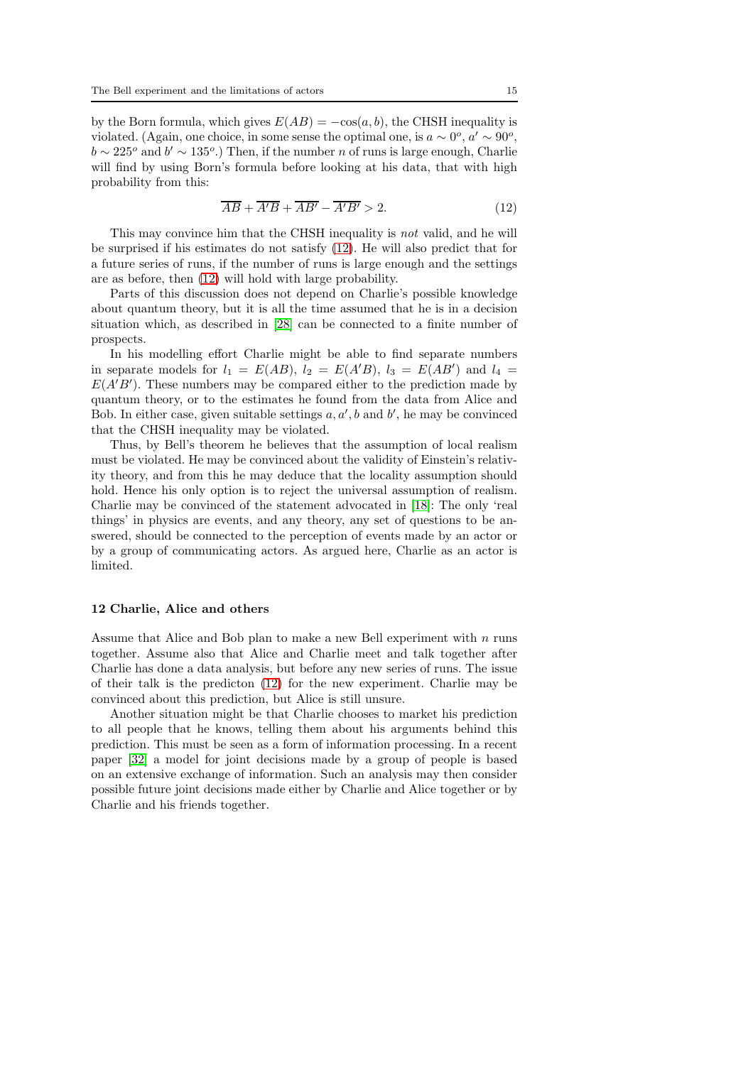by the Born formula, which gives $E(AB) = -\cos(a, b)$, the CHSH inequality is violated. (Again, one choice, in some sense the optimal one, is $a \sim 0^o$, $a' \sim 90^o$, $b \sim 225^o$ and $b' \sim 135^o$.) Then, if the number $n$ of runs is large enough, Charlie will find by using Born's formula before looking at his data, that with high probability from this:

$$\overline{AB} + \overline{A'B} + \overline{AB'} - \overline{A'B'} > 2. \tag{12}$$

This may convince him that the CHSH inequality is *not* valid, and he will be surprised if his estimates do not satisfy (12). He will also predict that for a future series of runs, if the number of runs is large enough and the settings are as before, then (12) will hold with large probability.

Parts of this discussion does not depend on Charlie's possible knowledge about quantum theory, but it is all the time assumed that he is in a decision situation which, as described in [28] can be connected to a finite number of prospects.

In his modelling effort Charlie might be able to find separate numbers in separate models for $l_1 = E(AB)$, $l_2 = E(A'B)$, $l_3 = E(AB')$ and $l_4 = E(A'B')$. These numbers may be compared either to the prediction made by quantum theory, or to the estimates he found from the data from Alice and Bob. In either case, given suitable settings $a, a', b$ and $b'$, he may be convinced that the CHSH inequality may be violated.

Thus, by Bell's theorem he believes that the assumption of local realism must be violated. He may be convinced about the validity of Einstein's relativity theory, and from this he may deduce that the locality assumption should hold. Hence his only option is to reject the universal assumption of realism. Charlie may be convinced of the statement advocated in [18]: The only 'real things' in physics are events, and any theory, any set of questions to be answered, should be connected to the perception of events made by an actor or by a group of communicating actors. As argued here, Charlie as an actor is limited.

## 12 Charlie, Alice and others

Assume that Alice and Bob plan to make a new Bell experiment with $n$ runs together. Assume also that Alice and Charlie meet and talk together after Charlie has done a data analysis, but before any new series of runs. The issue of their talk is the predicton (12) for the new experiment. Charlie may be convinced about this prediction, but Alice is still unsure.

Another situation might be that Charlie chooses to market his prediction to all people that he knows, telling them about his arguments behind this prediction. This must be seen as a form of information processing. In a recent paper [32] a model for joint decisions made by a group of people is based on an extensive exchange of information. Such an analysis may then consider possible future joint decisions made either by Charlie and Alice together or by Charlie and his friends together.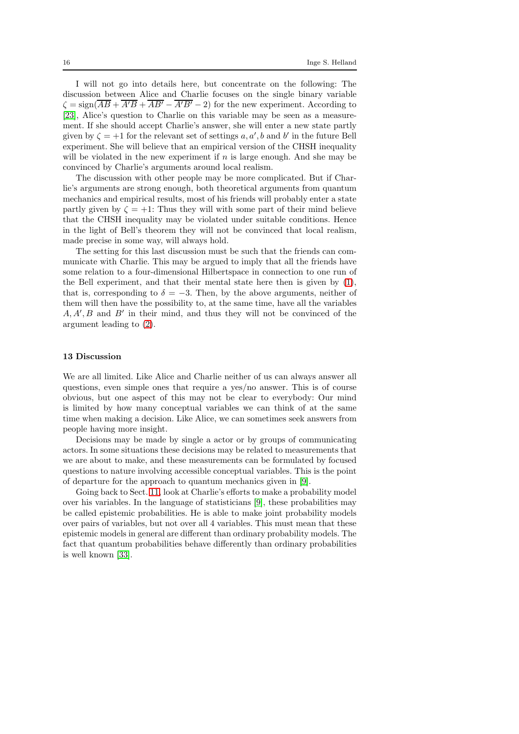I will not go into details here, but concentrate on the following: The discussion between Alice and Charlie focuses on the single binary variable $\zeta = \text{sign}(\overline{AB} + \overline{A'B} + \overline{AB'} - \overline{A'B'} - 2)$ for the new experiment. According to [23], Alice's question to Charlie on this variable may be seen as a measurement. If she should accept Charlie's answer, she will enter a new state partly given by $\zeta = +1$ for the relevant set of settings $a, a', b$ and $b'$ in the future Bell experiment. She will believe that an empirical version of the CHSH inequality will be violated in the new experiment if $n$ is large enough. And she may be convinced by Charlie's arguments around local realism.

The discussion with other people may be more complicated. But if Charlie's arguments are strong enough, both theoretical arguments from quantum mechanics and empirical results, most of his friends will probably enter a state partly given by $\zeta = +1$: Thus they will with some part of their mind believe that the CHSH inequality may be violated under suitable conditions. Hence in the light of Bell's theorem they will not be convinced that local realism, made precise in some way, will always hold.

The setting for this last discussion must be such that the friends can communicate with Charlie. This may be argued to imply that all the friends have some relation to a four-dimensional Hilbertspace in connection to one run of the Bell experiment, and that their mental state here then is given by (1), that is, corresponding to $\delta = -3$. Then, by the above arguments, neither of them will then have the possibility to, at the same time, have all the variables $A, A', B$ and $B'$ in their mind, and thus they will not be convinced of the argument leading to (2).

## 13 Discussion

We are all limited. Like Alice and Charlie neither of us can always answer all questions, even simple ones that require a yes/no answer. This is of course obvious, but one aspect of this may not be clear to everybody: Our mind is limited by how many conceptual variables we can think of at the same time when making a decision. Like Alice, we can sometimes seek answers from people having more insight.

Decisions may be made by single a actor or by groups of communicating actors. In some situations these decisions may be related to measurements that we are about to make, and these measurements can be formulated by focused questions to nature involving accessible conceptual variables. This is the point of departure for the approach to quantum mechanics given in [9].

Going back to Sect. 11, look at Charlie's efforts to make a probability model over his variables. In the language of statisticians [9], these probabilities may be called epistemic probabilities. He is able to make joint probability models over pairs of variables, but not over all 4 variables. This must mean that these epistemic models in general are different than ordinary probability models. The fact that quantum probabilities behave differently than ordinary probabilities is well known [33].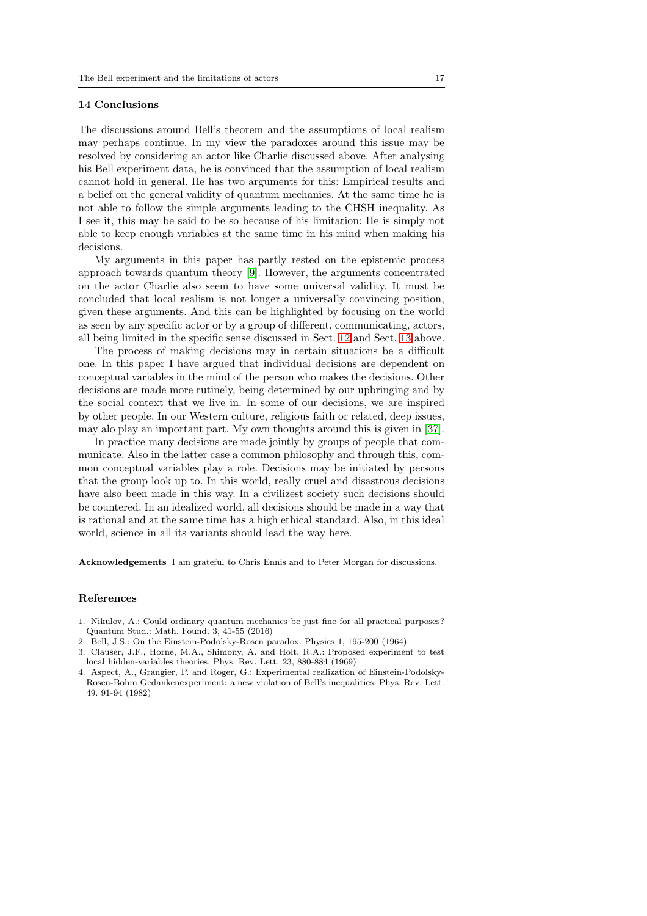## 14 Conclusions

The discussions around Bell's theorem and the assumptions of local realism may perhaps continue. In my view the paradoxes around this issue may be resolved by considering an actor like Charlie discussed above. After analysing his Bell experiment data, he is convinced that the assumption of local realism cannot hold in general. He has two arguments for this: Empirical results and a belief on the general validity of quantum mechanics. At the same time he is not able to follow the simple arguments leading to the CHSH inequality. As I see it, this may be said to be so because of his limitation: He is simply not able to keep enough variables at the same time in his mind when making his decisions.

My arguments in this paper has partly rested on the epistemic process approach towards quantum theory [9]. However, the arguments concentrated on the actor Charlie also seem to have some universal validity. It must be concluded that local realism is not longer a universally convincing position, given these arguments. And this can be highlighted by focusing on the world as seen by any specific actor or by a group of different, communicating, actors, all being limited in the specific sense discussed in Sect. 12 and Sect. 13 above.

The process of making decisions may in certain situations be a difficult one. In this paper I have argued that individual decisions are dependent on conceptual variables in the mind of the person who makes the decisions. Other decisions are made more rutinely, being determined by our upbringing and by the social context that we live in. In some of our decisions, we are inspired by other people. In our Western culture, religious faith or related, deep issues, may alo play an important part. My own thoughts around this is given in [37].

In practice many decisions are made jointly by groups of people that communicate. Also in the latter case a common philosophy and through this, common conceptual variables play a role. Decisions may be initiated by persons that the group look up to. In this world, really cruel and disastrous decisions have also been made in this way. In a civilizest society such decisions should be countered. In an idealized world, all decisions should be made in a way that is rational and at the same time has a high ethical standard. Also, in this ideal world, science in all its variants should lead the way here.

**Acknowledgements** I am grateful to Chris Ennis and to Peter Morgan for discussions.

## References

1. Nikulov, A.: Could ordinary quantum mechanics be just fine for all practical purposes? Quantum Stud.: Math. Found. 3, 41-55 (2016)
2. Bell, J.S.: On the Einstein-Podolsky-Rosen paradox. Physics 1, 195-200 (1964)
3. Clauser, J.F., Horne, M.A., Shimony, A. and Holt, R.A.: Proposed experiment to test local hidden-variables theories. Phys. Rev. Lett. 23, 880-884 (1969)
4. Aspect, A., Grangier, P. and Roger, G.: Experimental realization of Einstein-Podolsky-Rosen-Bohm Gedankenexperiment: a new violation of Bell's inequalities. Phys. Rev. Lett. 49. 91-94 (1982)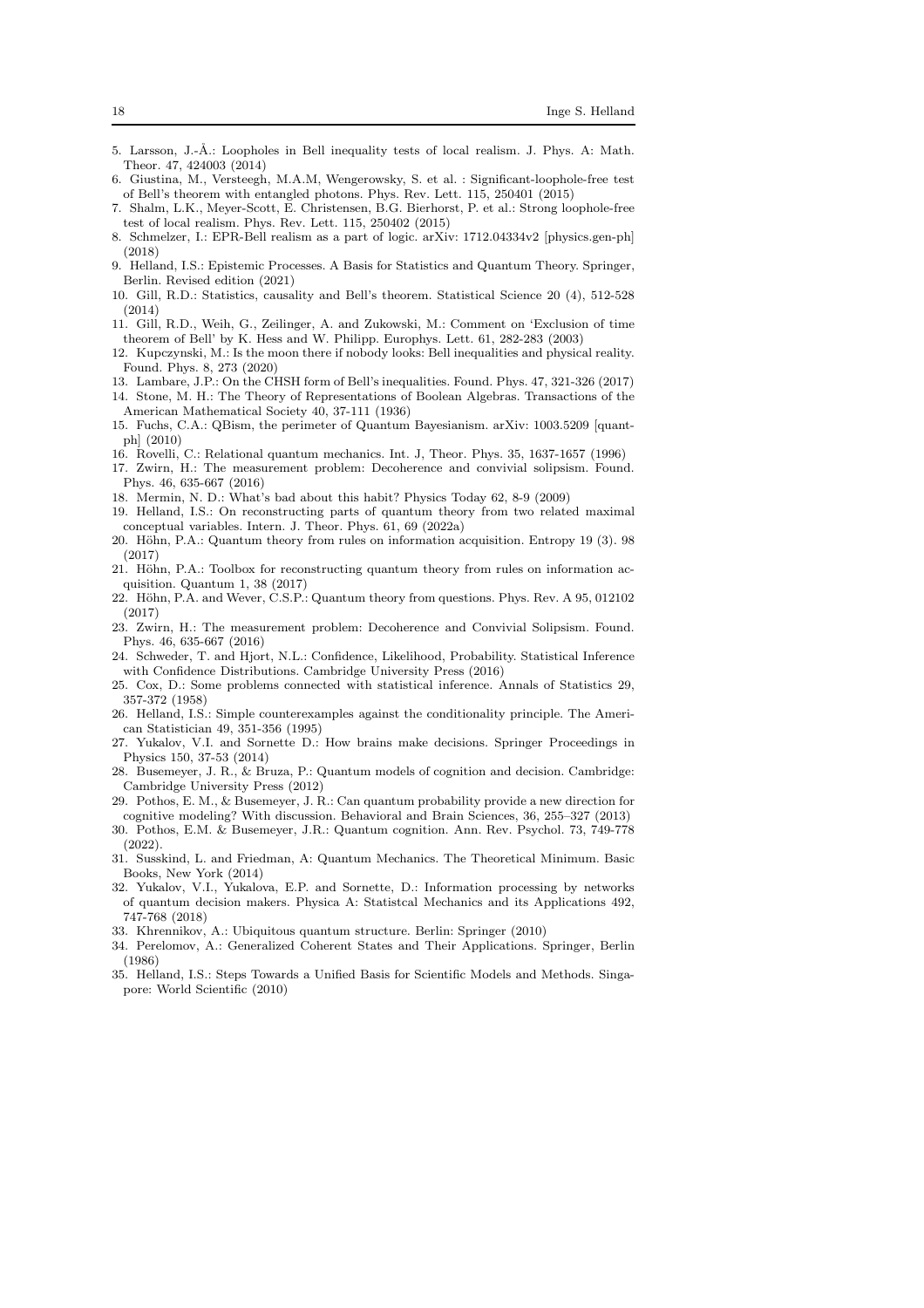5. Larsson, J.-Å.: Loopholes in Bell inequality tests of local realism. J. Phys. A: Math. Theor. 47, 424003 (2014)
6. Giustina, M., Versteegh, M.A.M, Wengerowsky, S. et al. : Significant-loophole-free test of Bell's theorem with entangled photons. Phys. Rev. Lett. 115, 250401 (2015)
7. Shalm, L.K., Meyer-Scott, E. Christensen, B.G. Bierhorst, P. et al.: Strong loophole-free test of local realism. Phys. Rev. Lett. 115, 250402 (2015)
8. Schmelzer, I.: EPR-Bell realism as a part of logic. arXiv: 1712.04334v2 [physics.gen-ph] (2018)
9. Helland, I.S.: Epistemic Processes. A Basis for Statistics and Quantum Theory. Springer, Berlin. Revised edition (2021)
10. Gill, R.D.: Statistics, causality and Bell's theorem. Statistical Science 20 (4), 512-528 (2014)
11. Gill, R.D., Weih, G., Zeilinger, A. and Zukowski, M.: Comment on 'Exclusion of time theorem of Bell' by K. Hess and W. Philipp. Europhys. Lett. 61, 282-283 (2003)
12. Kupczynski, M.: Is the moon there if nobody looks: Bell inequalities and physical reality. Found. Phys. 8, 273 (2020)
13. Lambare, J.P.: On the CHSH form of Bell's inequalities. Found. Phys. 47, 321-326 (2017)
14. Stone, M. H.: The Theory of Representations of Boolean Algebras. Transactions of the American Mathematical Society 40, 37-111 (1936)
15. Fuchs, C.A.: QBism, the perimeter of Quantum Bayesianism. arXiv: 1003.5209 [quant-ph] (2010)
16. Rovelli, C.: Relational quantum mechanics. Int. J, Theor. Phys. 35, 1637-1657 (1996)
17. Zwirn, H.: The measurement problem: Decoherence and convivial solipsism. Found. Phys. 46, 635-667 (2016)
18. Mermin, N. D.: What's bad about this habit? Physics Today 62, 8-9 (2009)
19. Helland, I.S.: On reconstructing parts of quantum theory from two related maximal conceptual variables. Intern. J. Theor. Phys. 61, 69 (2022a)
20. Höhn, P.A.: Quantum theory from rules on information acquisition. Entropy 19 (3). 98 (2017)
21. Höhn, P.A.: Toolbox for reconstructing quantum theory from rules on information acquisition. Quantum 1, 38 (2017)
22. Höhn, P.A. and Wever, C.S.P.: Quantum theory from questions. Phys. Rev. A 95, 012102 (2017)
23. Zwirn, H.: The measurement problem: Decoherence and Convivial Solipsism. Found. Phys. 46, 635-667 (2016)
24. Schweder, T. and Hjort, N.L.: Confidence, Likelihood, Probability. Statistical Inference with Confidence Distributions. Cambridge University Press (2016)
25. Cox, D.: Some problems connected with statistical inference. Annals of Statistics 29, 357-372 (1958)
26. Helland, I.S.: Simple counterexamples against the conditionality principle. The American Statistician 49, 351-356 (1995)
27. Yukalov, V.I. and Sornette D.: How brains make decisions. Springer Proceedings in Physics 150, 37-53 (2014)
28. Busemeyer, J. R., & Bruza, P.: Quantum models of cognition and decision. Cambridge: Cambridge University Press (2012)
29. Pothos, E. M., & Busemeyer, J. R.: Can quantum probability provide a new direction for cognitive modeling? With discussion. Behavioral and Brain Sciences, 36, 255–327 (2013)
30. Pothos, E.M. & Busemeyer, J.R.: Quantum cognition. Ann. Rev. Psychol. 73, 749-778 (2022).
31. Susskind, L. and Friedman, A: Quantum Mechanics. The Theoretical Minimum. Basic Books, New York (2014)
32. Yukalov, V.I., Yukalova, E.P. and Sornette, D.: Information processing by networks of quantum decision makers. Physica A: Statistcal Mechanics and its Applications 492, 747-768 (2018)
33. Khrennikov, A.: Ubiquitous quantum structure. Berlin: Springer (2010)
34. Perelomov, A.: Generalized Coherent States and Their Applications. Springer, Berlin (1986)
35. Helland, I.S.: Steps Towards a Unified Basis for Scientific Models and Methods. Singapore: World Scientific (2010)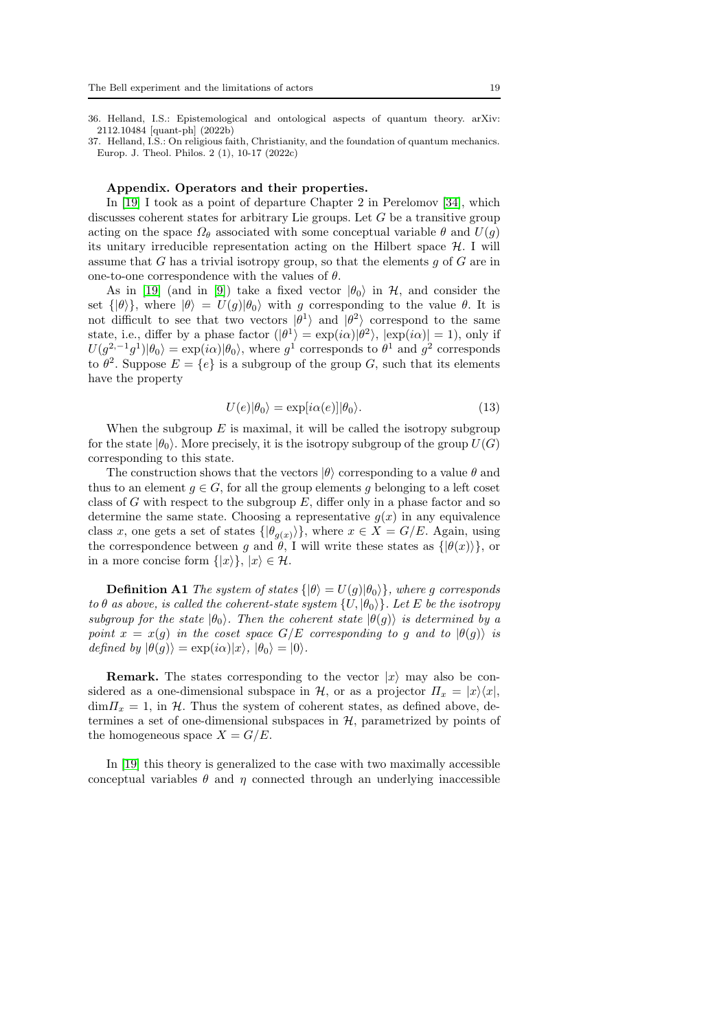36. Helland, I.S.: Epistemological and ontological aspects of quantum theory. arXiv: 2112.10484 [quant-ph] (2022b)
37. Helland, I.S.: On religious faith, Christianity, and the foundation of quantum mechanics. Europ. J. Theol. Philos. 2 (1), 10-17 (2022c)

**Appendix. Operators and their properties.**

In [19] I took as a point of departure Chapter 2 in Perelomov [34], which discusses coherent states for arbitrary Lie groups. Let $G$ be a transitive group acting on the space $\Omega_\theta$ associated with some conceptual variable $\theta$ and $U(g)$ its unitary irreducible representation acting on the Hilbert space $\mathcal{H}$. I will assume that $G$ has a trivial isotropy group, so that the elements $g$ of $G$ are in one-to-one correspondence with the values of $\theta$.

As in [19] (and in [9]) take a fixed vector $|\theta_0\rangle$ in $\mathcal{H}$, and consider the set $\{|\theta\rangle\}$, where $|\theta\rangle = U(g)|\theta_0\rangle$ with $g$ corresponding to the value $\theta$. It is not difficult to see that two vectors $|\theta^1\rangle$ and $|\theta^2\rangle$ correspond to the same state, i.e., differ by a phase factor ($|\theta^1\rangle = \exp(i\alpha)|\theta^2\rangle$, $|\exp(i\alpha)| = 1$), only if $U(g^{2,-1}g^1)|\theta_0\rangle = \exp(i\alpha)|\theta_0\rangle$, where $g^1$ corresponds to $\theta^1$ and $g^2$ corresponds to $\theta^2$. Suppose $E = \{e\}$ is a subgroup of the group $G$, such that its elements have the property

$$U(e)|\theta_0\rangle = \exp[i\alpha(e)]|\theta_0\rangle. \tag{13}$$

When the subgroup $E$ is maximal, it will be called the isotropy subgroup for the state $|\theta_0\rangle$. More precisely, it is the isotropy subgroup of the group $U(G)$ corresponding to this state.

The construction shows that the vectors $|\theta\rangle$ corresponding to a value $\theta$ and thus to an element $g \in G$, for all the group elements $g$ belonging to a left coset class of $G$ with respect to the subgroup $E$, differ only in a phase factor and so determine the same state. Choosing a representative $g(x)$ in any equivalence class $x$, one gets a set of states $\{|\theta_{g(x)}\rangle\}$, where $x \in X = G/E$. Again, using the correspondence between $g$ and $\theta$, I will write these states as $\{|\theta(x)\rangle\}$, or in a more concise form $\{|x\rangle\}$, $|x\rangle \in \mathcal{H}$.

**Definition A1** *The system of states $\{|\theta\rangle = U(g)|\theta_0\rangle\}$, where $g$ corresponds to $\theta$ as above, is called the coherent-state system $\{U, |\theta_0\rangle\}$. Let $E$ be the isotropy subgroup for the state $|\theta_0\rangle$. Then the coherent state $|\theta(g)\rangle$ is determined by a point $x = x(g)$ in the coset space $G/E$ corresponding to $g$ and to $|\theta(g)\rangle$ is defined by $|\theta(g)\rangle = \exp(i\alpha)|x\rangle$, $|\theta_0\rangle = |0\rangle$.*

**Remark.** The states corresponding to the vector $|x\rangle$ may also be considered as a one-dimensional subspace in $\mathcal{H}$, or as a projector $\Pi_x = |x\rangle\langle x|$, $\dim \Pi_x = 1$, in $\mathcal{H}$. Thus the system of coherent states, as defined above, determines a set of one-dimensional subspaces in $\mathcal{H}$, parametrized by points of the homogeneous space $X = G/E$.

In [19] this theory is generalized to the case with two maximally accessible conceptual variables $\theta$ and $\eta$ connected through an underlying inaccessible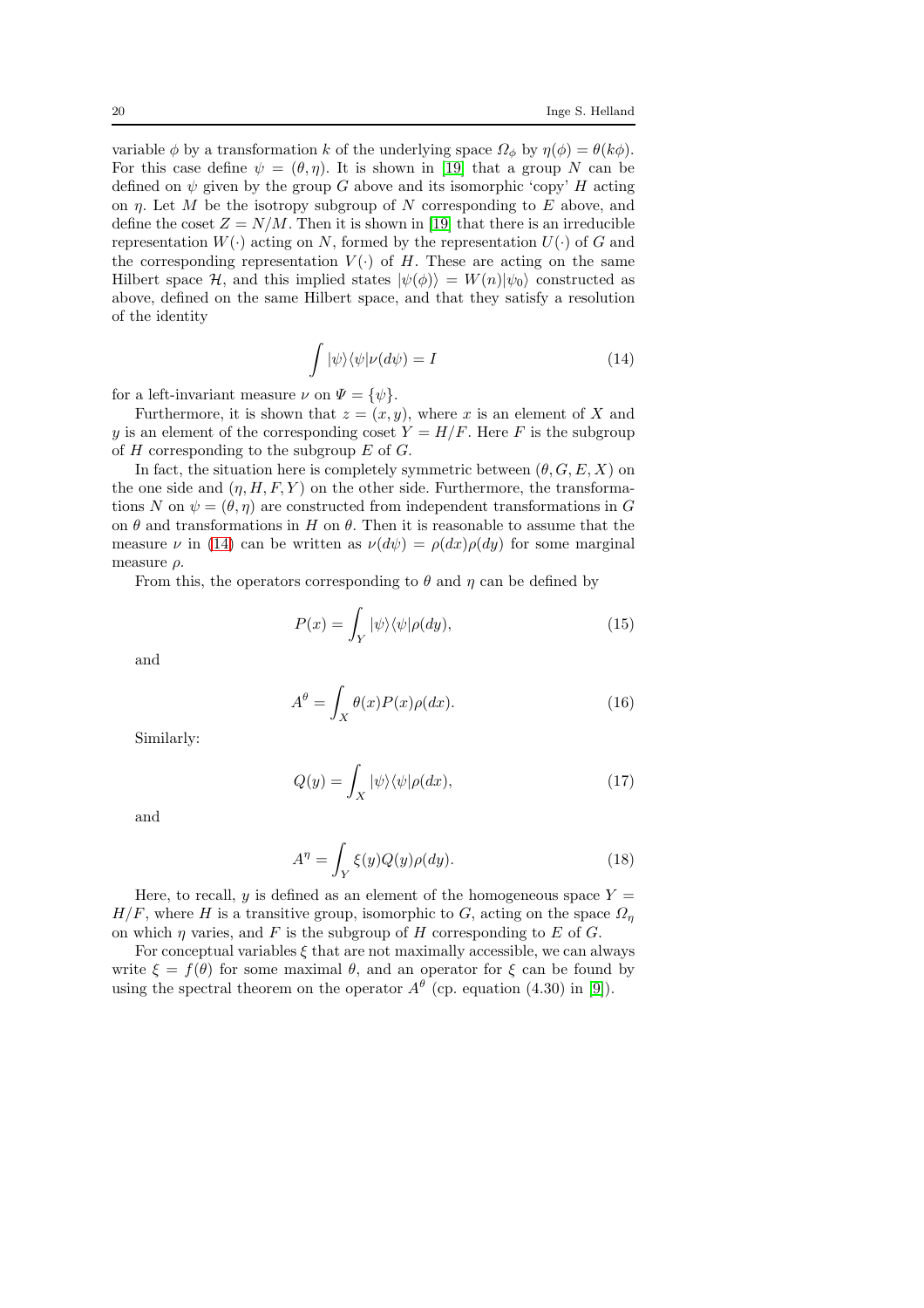variable $\phi$ by a transformation $k$ of the underlying space $\Omega_\phi$ by $\eta(\phi) = \theta(k\phi)$. For this case define $\psi = (\theta, \eta)$. It is shown in [19] that a group $N$ can be defined on $\psi$ given by the group $G$ above and its isomorphic 'copy' $H$ acting on $\eta$. Let $M$ be the isotropy subgroup of $N$ corresponding to $E$ above, and define the coset $Z = N/M$. Then it is shown in [19] that there is an irreducible representation $W(\cdot)$ acting on $N$, formed by the representation $U(\cdot)$ of $G$ and the corresponding representation $V(\cdot)$ of $H$. These are acting on the same Hilbert space $\mathcal{H}$, and this implied states $|\psi(\phi)\rangle = W(n)|\psi_0\rangle$ constructed as above, defined on the same Hilbert space, and that they satisfy a resolution of the identity

$$\int |\psi\rangle\langle\psi|\nu(d\psi) = I \tag{14}$$

for a left-invariant measure $\nu$ on $\Psi = \{\psi\}$.

Furthermore, it is shown that $z = (x, y)$, where $x$ is an element of $X$ and $y$ is an element of the corresponding coset $Y = H/F$. Here $F$ is the subgroup of $H$ corresponding to the subgroup $E$ of $G$.

In fact, the situation here is completely symmetric between $(\theta, G, E, X)$ on the one side and $(\eta, H, F, Y)$ on the other side. Furthermore, the transformations $N$ on $\psi = (\theta, \eta)$ are constructed from independent transformations in $G$ on $\theta$ and transformations in $H$ on $\theta$. Then it is reasonable to assume that the measure $\nu$ in (14) can be written as $\nu(d\psi) = \rho(dx)\rho(dy)$ for some marginal measure $\rho$.

From this, the operators corresponding to $\theta$ and $\eta$ can be defined by

$$P(x) = \int_Y |\psi\rangle\langle\psi|\rho(dy), \tag{15}$$

and

$$A^\theta = \int_X \theta(x)P(x)\rho(dx). \tag{16}$$

Similarly:

$$Q(y) = \int_X |\psi\rangle\langle\psi|\rho(dx), \tag{17}$$

and

$$A^\eta = \int_Y \xi(y)Q(y)\rho(dy). \tag{18}$$

Here, to recall, $y$ is defined as an element of the homogeneous space $Y = H/F$, where $H$ is a transitive group, isomorphic to $G$, acting on the space $\Omega_\eta$ on which $\eta$ varies, and $F$ is the subgroup of $H$ corresponding to $E$ of $G$.

For conceptual variables $\xi$ that are not maximally accessible, we can always write $\xi = f(\theta)$ for some maximal $\theta$, and an operator for $\xi$ can be found by using the spectral theorem on the operator $A^\theta$ (cp. equation (4.30) in [9]).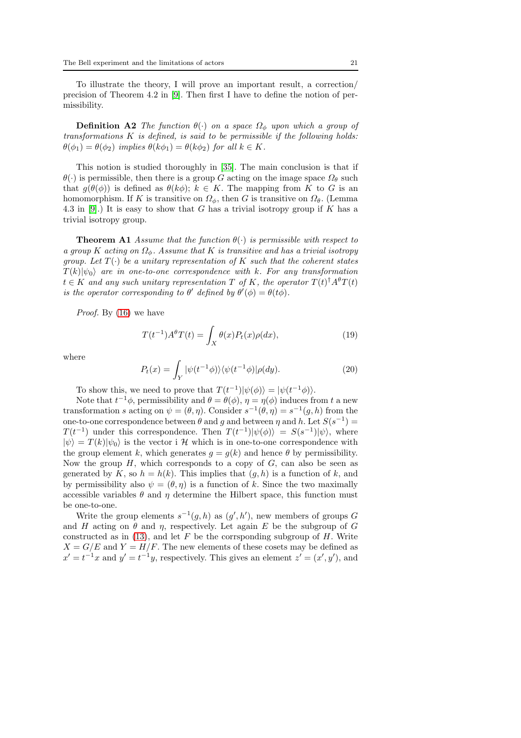To illustrate the theory, I will prove an important result, a correction/ precision of Theorem 4.2 in [9]. Then first I have to define the notion of permissibility.

**Definition A2** *The function $\theta(\cdot)$ on a space $\Omega_\phi$ upon which a group of transformations $K$ is defined, is said to be permissible if the following holds: $\theta(\phi_1) = \theta(\phi_2)$ implies $\theta(k\phi_1) = \theta(k\phi_2)$ for all $k \in K$.*

This notion is studied thoroughly in [35]. The main conclusion is that if $\theta(\cdot)$ is permissible, then there is a group $G$ acting on the image space $\Omega_\theta$ such that $g(\theta(\phi))$ is defined as $\theta(k\phi)$; $k \in K$. The mapping from $K$ to $G$ is an homomorphism. If $K$ is transitive on $\Omega_\phi$, then $G$ is transitive on $\Omega_\theta$. (Lemma 4.3 in [9].) It is easy to show that $G$ has a trivial isotropy group if $K$ has a trivial isotropy group.

**Theorem A1** *Assume that the function $\theta(\cdot)$ is permissible with respect to a group $K$ acting on $\Omega_\phi$. Assume that $K$ is transitive and has a trivial isotropy group. Let $T(\cdot)$ be a unitary representation of $K$ such that the coherent states $T(k)|\psi_0\rangle$ are in one-to-one correspondence with $k$. For any transformation $t \in K$ and any such unitary representation $T$ of $K$, the operator $T(t)^\dagger A^\theta T(t)$ is the operator corresponding to $\theta'$ defined by $\theta'(\phi) = \theta(t\phi)$.*

*Proof.* By (16) we have

$$T(t^{-1})A^\theta T(t) = \int_X \theta(x) P_t(x)\rho(dx), \tag{19}$$

where

$$P_t(x) = \int_Y |\psi(t^{-1}\phi)\rangle\langle\psi(t^{-1}\phi)|\rho(dy). \tag{20}$$

To show this, we need to prove that $T(t^{-1})|\psi(\phi)\rangle = |\psi(t^{-1}\phi)\rangle$.

Note that $t^{-1}\phi$, permissibility and $\theta = \theta(\phi)$, $\eta = \eta(\phi)$ induces from $t$ a new transformation $s$ acting on $\psi = (\theta, \eta)$. Consider $s^{-1}(\theta, \eta) = s^{-1}(g, h)$ from the one-to-one correspondence between $\theta$ and $g$ and between $\eta$ and $h$. Let $S(s^{-1}) = T(t^{-1})$ under this correspondence. Then $T(t^{-1})|\psi(\phi)\rangle = S(s^{-1})|\psi\rangle$, where $|\psi\rangle = T(k)|\psi_0\rangle$ is the vector i $\mathcal{H}$ which is in one-to-one correspondence with the group element $k$, which generates $g = g(k)$ and hence $\theta$ by permissibility. Now the group $H$, which corresponds to a copy of $G$, can also be seen as generated by $K$, so $h = h(k)$. This implies that $(g, h)$ is a function of $k$, and by permissibility also $\psi = (\theta, \eta)$ is a function of $k$. Since the two maximally accessible variables $\theta$ and $\eta$ determine the Hilbert space, this function must be one-to-one.

Write the group elements $s^{-1}(g, h)$ as $(g', h')$, new members of groups $G$ and $H$ acting on $\theta$ and $\eta$, respectively. Let again $E$ be the subgroup of $G$ constructed as in (13), and let $F$ be the corrsponding subgroup of $H$. Write $X = G/E$ and $Y = H/F$. The new elements of these cosets may be defined as $x' = t^{-1}x$ and $y' = t^{-1}y$, respectively. This gives an element $z' = (x', y')$, and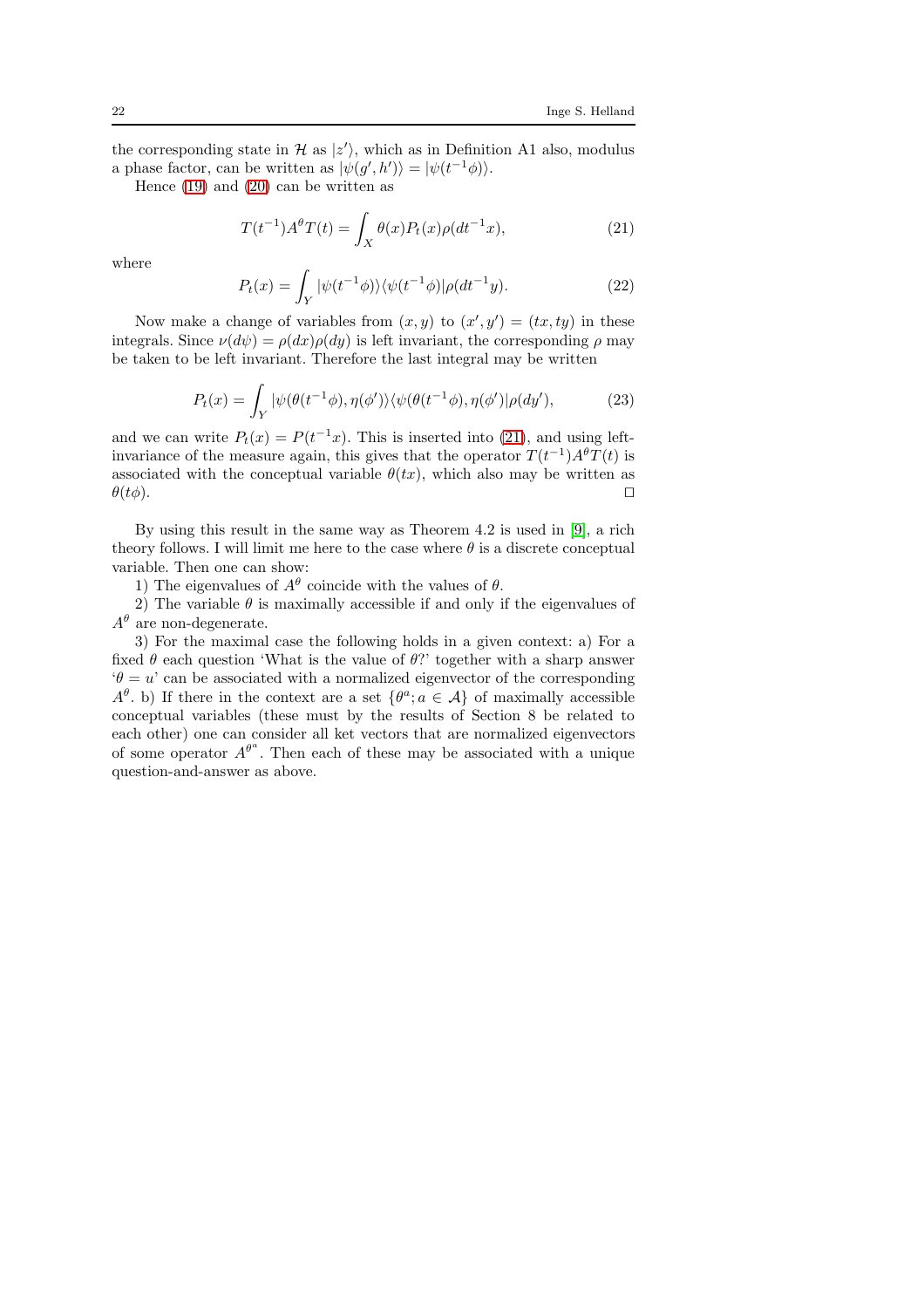the corresponding state in $\mathcal{H}$ as $|z'\rangle$, which as in Definition A1 also, modulus a phase factor, can be written as $|\psi(g', h')\rangle = |\psi(t^{-1}\phi)\rangle$.

Hence (19) and (20) can be written as

$$T(t^{-1})A^{\theta}T(t) = \int_X \theta(x)P_t(x)\rho(dt^{-1}x), \tag{21}$$

where

$$P_t(x) = \int_Y |\psi(t^{-1}\phi)\rangle\langle\psi(t^{-1}\phi)|\rho(dt^{-1}y). \tag{22}$$

Now make a change of variables from $(x, y)$ to $(x', y') = (tx, ty)$ in these integrals. Since $\nu(d\psi) = \rho(dx)\rho(dy)$ is left invariant, the corresponding $\rho$ may be taken to be left invariant. Therefore the last integral may be written

$$P_t(x) = \int_Y |\psi(\theta(t^{-1}\phi), \eta(\phi'))\rangle\langle\psi(\theta(t^{-1}\phi), \eta(\phi')|\rho(dy'), \tag{23}$$

and we can write $P_t(x) = P(t^{-1}x)$. This is inserted into (21), and using left-invariance of the measure again, this gives that the operator $T(t^{-1})A^{\theta}T(t)$ is associated with the conceptual variable $\theta(tx)$, which also may be written as $\theta(t\phi)$. □

By using this result in the same way as Theorem 4.2 is used in [9], a rich theory follows. I will limit me here to the case where $\theta$ is a discrete conceptual variable. Then one can show:

1) The eigenvalues of $A^{\theta}$ coincide with the values of $\theta$.

2) The variable $\theta$ is maximally accessible if and only if the eigenvalues of $A^{\theta}$ are non-degenerate.

3) For the maximal case the following holds in a given context: a) For a fixed $\theta$ each question 'What is the value of $\theta$?' together with a sharp answer '$\theta = u$' can be associated with a normalized eigenvector of the corresponding $A^{\theta}$. b) If there in the context are a set $\{\theta^a; a \in \mathcal{A}\}$ of maximally accessible conceptual variables (these must by the results of Section 8 be related to each other) one can consider all ket vectors that are normalized eigenvectors of some operator $A^{\theta^a}$. Then each of these may be associated with a unique question-and-answer as above.